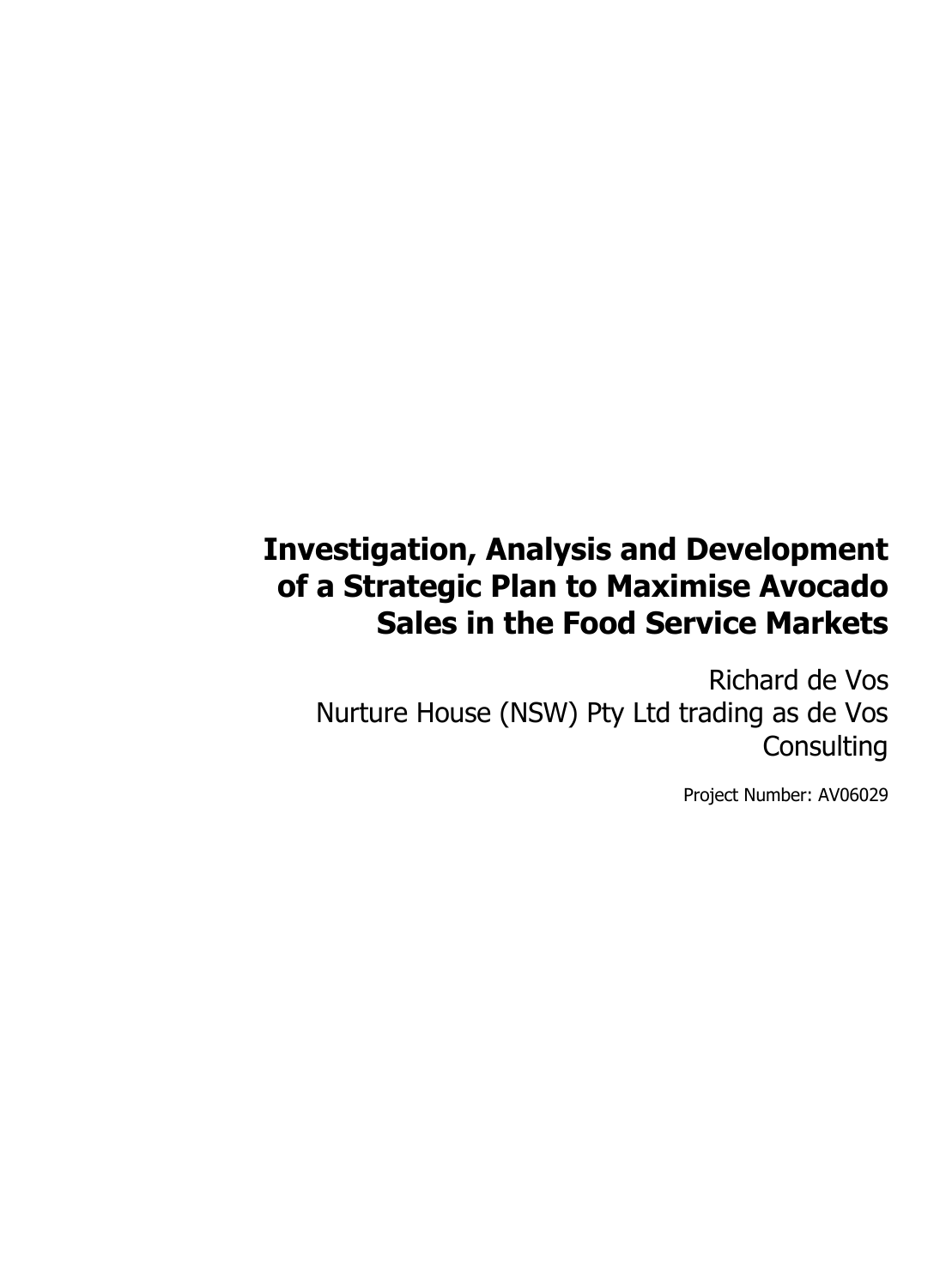# Investigation, Analysis and Development of a Strategic Plan to Maximise Avocado Sales in the Food Service Markets

Richard de Vos
Nurture House (NSW) Pty Ltd trading as de Vos Consulting

Project Number: AV06029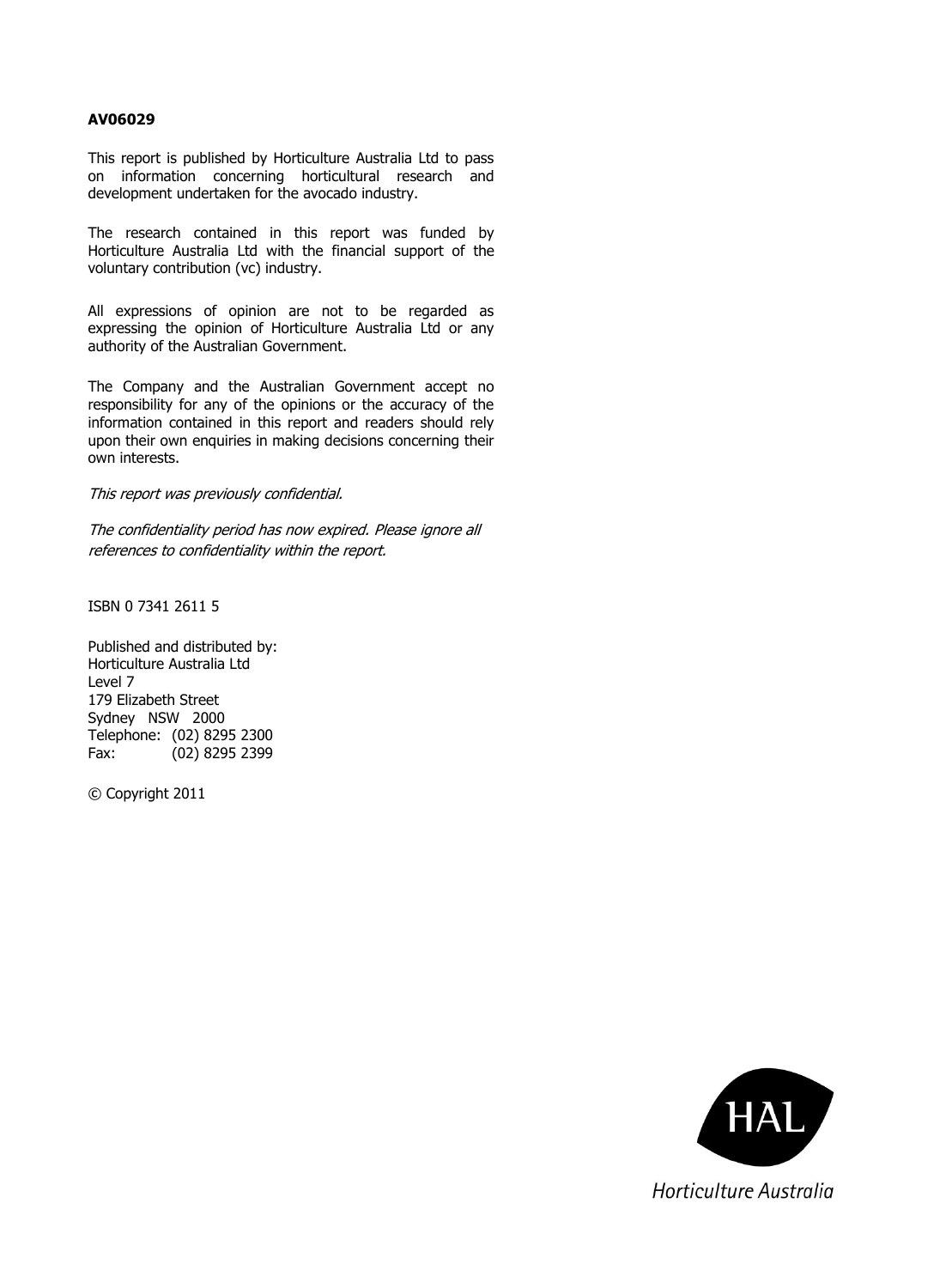**AV06029**

This report is published by Horticulture Australia Ltd to pass on information concerning horticultural research and development undertaken for the avocado industry.

The research contained in this report was funded by Horticulture Australia Ltd with the financial support of the voluntary contribution (vc) industry.

All expressions of opinion are not to be regarded as expressing the opinion of Horticulture Australia Ltd or any authority of the Australian Government.

The Company and the Australian Government accept no responsibility for any of the opinions or the accuracy of the information contained in this report and readers should rely upon their own enquiries in making decisions concerning their own interests.

*This report was previously confidential.*

*The confidentiality period has now expired. Please ignore all references to confidentiality within the report.*

ISBN 0 7341 2611 5

Published and distributed by:
Horticulture Australia Ltd
Level 7
179 Elizabeth Street
Sydney NSW 2000
Telephone: (02) 8295 2300
Fax: (02) 8295 2399

© Copyright 2011

HAL
Horticulture Australia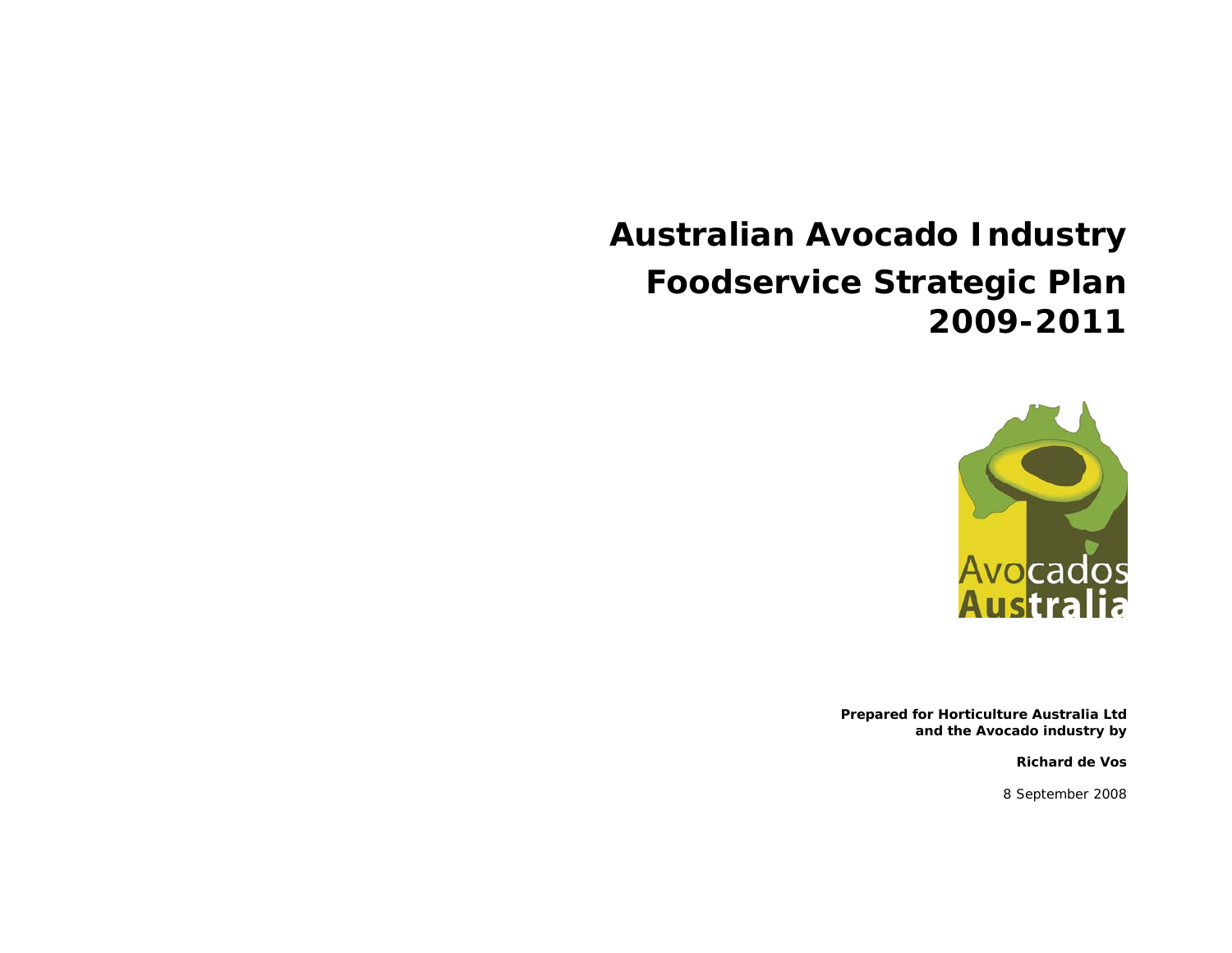# Australian Avocado Industry Foodservice Strategic Plan 2009-2011

**Prepared for Horticulture Australia Ltd and the Avocado industry by**

**Richard de Vos**

8 September 2008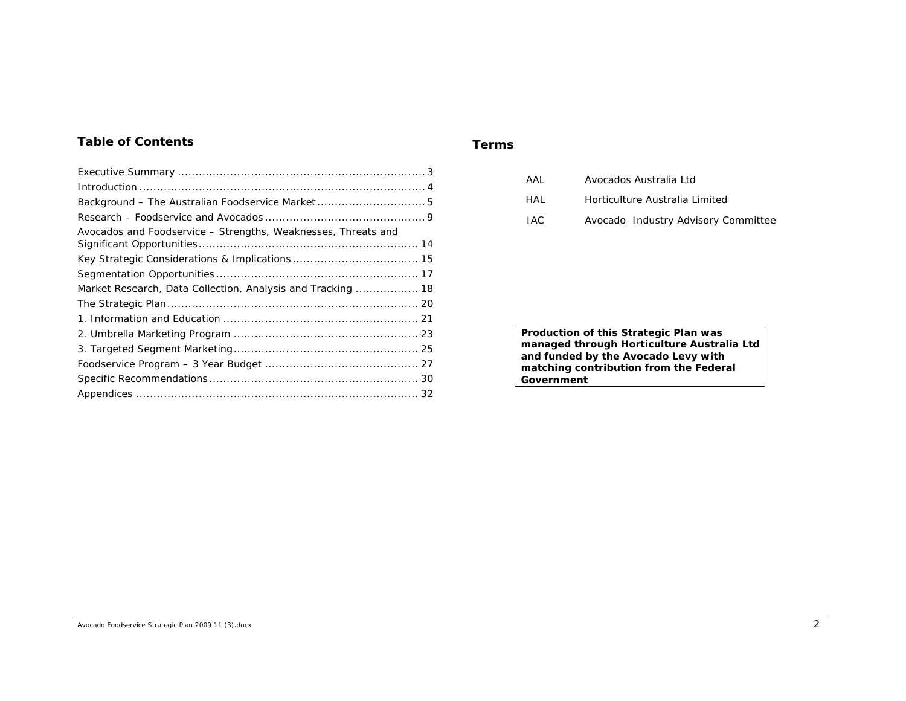## Table of Contents

| | |
|---|---|
| Executive Summary | 3 |
| Introduction | 4 |
| Background – The Australian Foodservice Market | 5 |
| Research – Foodservice and Avocados | 9 |
| Avocados and Foodservice – Strengths, Weaknesses, Threats and Significant Opportunities | 14 |
| Key Strategic Considerations & Implications | 15 |
| Segmentation Opportunities | 17 |
| Market Research, Data Collection, Analysis and Tracking | 18 |
| The Strategic Plan | 20 |
| 1. Information and Education | 21 |
| 2. Umbrella Marketing Program | 23 |
| 3. Targeted Segment Marketing | 25 |
| Foodservice Program – 3 Year Budget | 27 |
| Specific Recommendations | 30 |
| Appendices | 32 |

## Terms

| | |
|---|---|
| AAL | Avocados Australia Ltd |
| HAL | Horticulture Australia Limited |
| IAC | Avocado Industry Advisory Committee |

**Production of this Strategic Plan was managed through Horticulture Australia Ltd and funded by the Avocado Levy with matching contribution from the Federal Government**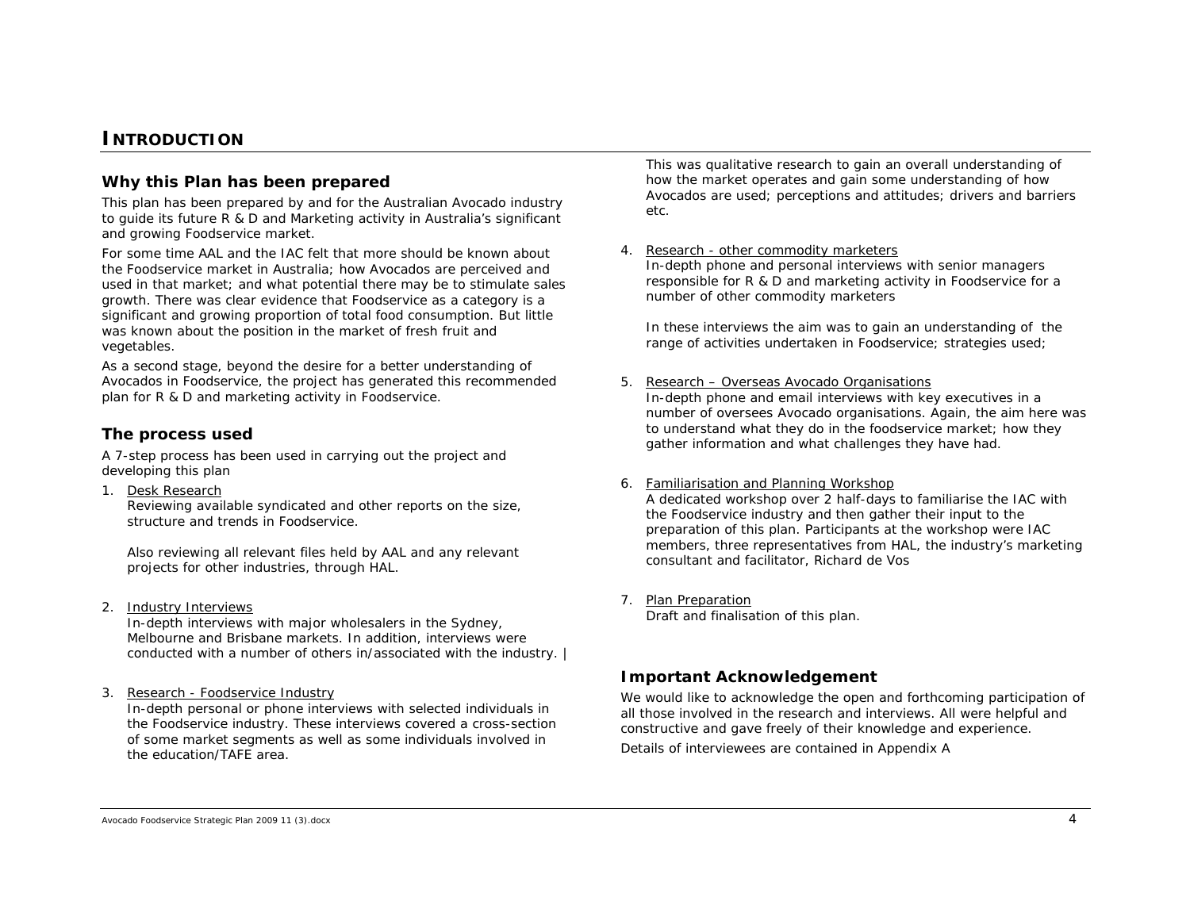# INTRODUCTION

## Why this Plan has been prepared

This plan has been prepared by and for the Australian Avocado industry to guide its future R & D and Marketing activity in Australia's significant and growing Foodservice market.

For some time AAL and the IAC felt that more should be known about the Foodservice market in Australia; how Avocados are perceived and used in that market; and what potential there may be to stimulate sales growth. There was clear evidence that Foodservice as a category is a significant and growing proportion of total food consumption. But little was known about the position in the market of fresh fruit and vegetables.

As a second stage, beyond the desire for a better understanding of Avocados in Foodservice, the project has generated this recommended plan for R & D and marketing activity in Foodservice.

## The process used

A 7-step process has been used in carrying out the project and developing this plan

1. Desk Research
   Reviewing available syndicated and other reports on the size, structure and trends in Foodservice.

   Also reviewing all relevant files held by AAL and any relevant projects for other industries, through HAL.

2. Industry Interviews
   In-depth interviews with major wholesalers in the Sydney, Melbourne and Brisbane markets. In addition, interviews were conducted with a number of others in/associated with the industry. |

3. Research - Foodservice Industry
   In-depth personal or phone interviews with selected individuals in the Foodservice industry. These interviews covered a cross-section of some market segments as well as some individuals involved in the education/TAFE area.

   This was qualitative research to gain an overall understanding of how the market operates and gain some understanding of how Avocados are used; perceptions and attitudes; drivers and barriers etc.

4. Research - other commodity marketers
   In-depth phone and personal interviews with senior managers responsible for R & D and marketing activity in Foodservice for a number of other commodity marketers

   In these interviews the aim was to gain an understanding of the range of activities undertaken in Foodservice; strategies used;

5. Research – Overseas Avocado Organisations
   In-depth phone and email interviews with key executives in a number of oversees Avocado organisations. Again, the aim here was to understand what they do in the foodservice market; how they gather information and what challenges they have had.

6. Familiarisation and Planning Workshop
   A dedicated workshop over 2 half-days to familiarise the IAC with the Foodservice industry and then gather their input to the preparation of this plan. Participants at the workshop were IAC members, three representatives from HAL, the industry's marketing consultant and facilitator, Richard de Vos

7. Plan Preparation
   Draft and finalisation of this plan.

## Important Acknowledgement

We would like to acknowledge the open and forthcoming participation of all those involved in the research and interviews. All were helpful and constructive and gave freely of their knowledge and experience.

Details of interviewees are contained in Appendix A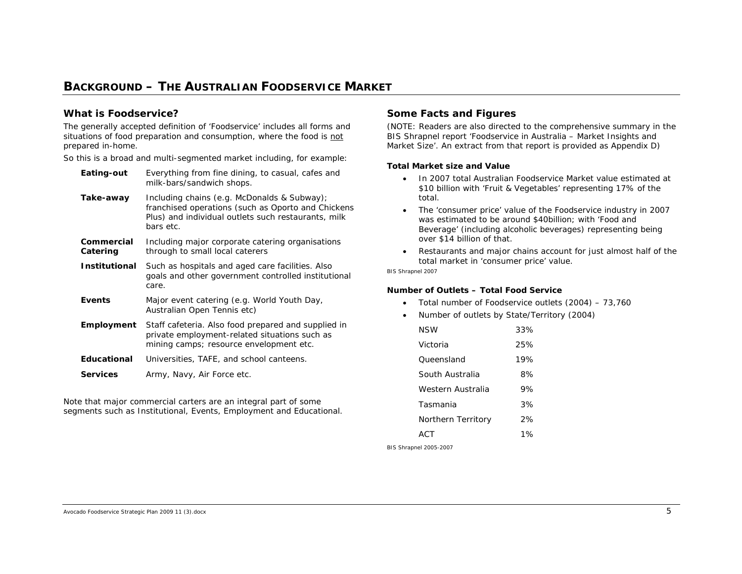# BACKGROUND – THE AUSTRALIAN FOODSERVICE MARKET

## What is Foodservice?

The generally accepted definition of 'Foodservice' includes all forms and situations of food preparation and consumption, where the food is not prepared in-home.

So this is a broad and multi-segmented market including, for example:

| | |
|---|---|
| **Eating-out** | Everything from fine dining, to casual, cafes and milk-bars/sandwich shops. |
| **Take-away** | Including chains (e.g. McDonalds & Subway); franchised operations (such as Oporto and Chickens Plus) and individual outlets such restaurants, milk bars etc. |
| **Commercial Catering** | Including major corporate catering organisations through to small local caterers |
| **Institutional** | Such as hospitals and aged care facilities. Also goals and other government controlled institutional care. |
| **Events** | Major event catering (e.g. World Youth Day, Australian Open Tennis etc) |
| **Employment** | Staff cafeteria. Also food prepared and supplied in private employment-related situations such as mining camps; resource envelopment etc. |
| **Educational** | Universities, TAFE, and school canteens. |
| **Services** | Army, Navy, Air Force etc. |

Note that major commercial carters are an integral part of some segments such as Institutional, Events, Employment and Educational.

## Some Facts and Figures

(NOTE: Readers are also directed to the comprehensive summary in the BIS Shrapnel report 'Foodservice in Australia – Market Insights and Market Size'. An extract from that report is provided as Appendix D)

### Total Market size and Value

- In 2007 total Australian Foodservice Market value estimated at $10 billion with 'Fruit & Vegetables' representing 17% of the total.
- The 'consumer price' value of the Foodservice industry in 2007 was estimated to be around $40billion; with 'Food and Beverage' (including alcoholic beverages) representing being over $14 billion of that.
- Restaurants and major chains account for just almost half of the total market in 'consumer price' value.

*BIS Shrapnel 2007*

### Number of Outlets – Total Food Service

- Total number of Foodservice outlets (2004) – 73,760
- Number of outlets by State/Territory (2004)

| | |
|---|---|
| NSW | 33% |
| Victoria | 25% |
| Queensland | 19% |
| South Australia | 8% |
| Western Australia | 9% |
| Tasmania | 3% |
| Northern Territory | 2% |
| ACT | 1% |

*BIS Shrapnel 2005-2007*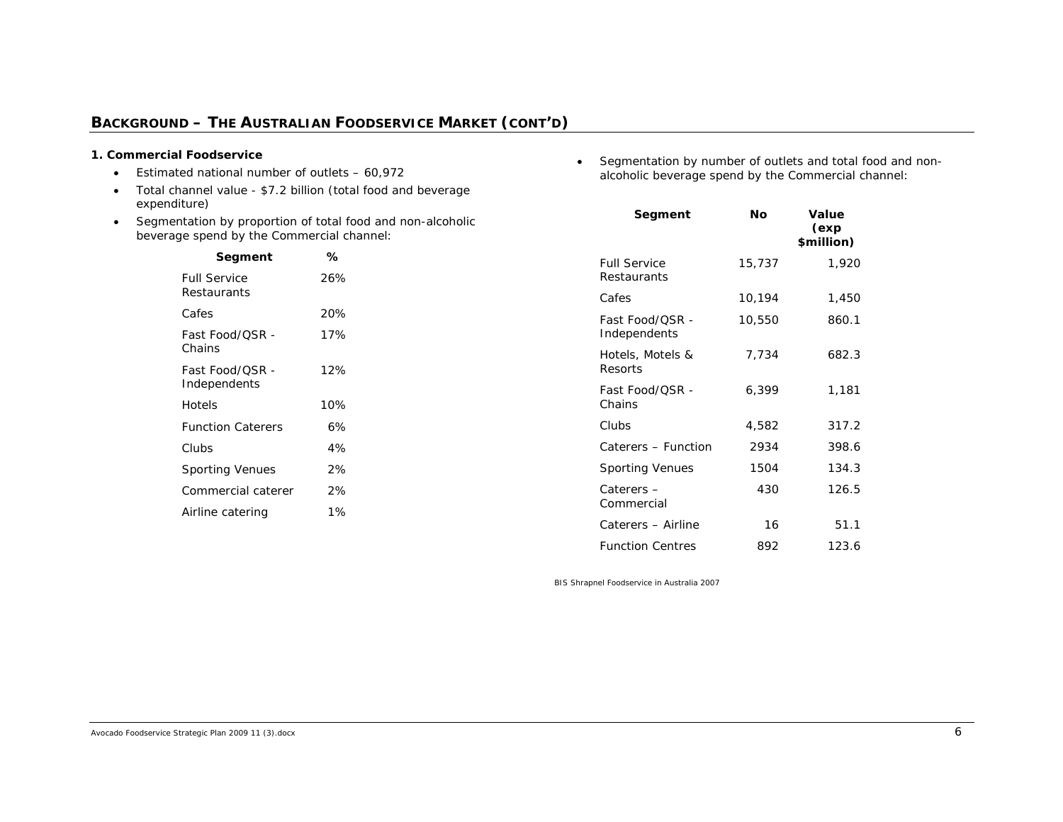## BACKGROUND – THE AUSTRALIAN FOODSERVICE MARKET (CONT'D)

**1. Commercial Foodservice**

- Estimated national number of outlets – 60,972
- Total channel value - $7.2 billion (total food and beverage expenditure)
- Segmentation by proportion of total food and non-alcoholic beverage spend by the Commercial channel:

| Segment | % |
|---|---|
| Full Service Restaurants | 26% |
| Cafes | 20% |
| Fast Food/QSR - Chains | 17% |
| Fast Food/QSR - Independents | 12% |
| Hotels | 10% |
| Function Caterers | 6% |
| Clubs | 4% |
| Sporting Venues | 2% |
| Commercial caterer | 2% |
| Airline catering | 1% |

- Segmentation by number of outlets and total food and non-alcoholic beverage spend by the Commercial channel:

| Segment | No | Value (exp $million) |
|---|---|---|
| Full Service Restaurants | 15,737 | 1,920 |
| Cafes | 10,194 | 1,450 |
| Fast Food/QSR - Independents | 10,550 | 860.1 |
| Hotels, Motels & Resorts | 7,734 | 682.3 |
| Fast Food/QSR - Chains | 6,399 | 1,181 |
| Clubs | 4,582 | 317.2 |
| Caterers – Function | 2934 | 398.6 |
| Sporting Venues | 1504 | 134.3 |
| Caterers – Commercial | 430 | 126.5 |
| Caterers – Airline | 16 | 51.1 |
| Function Centres | 892 | 123.6 |

BIS Shrapnel Foodservice in Australia 2007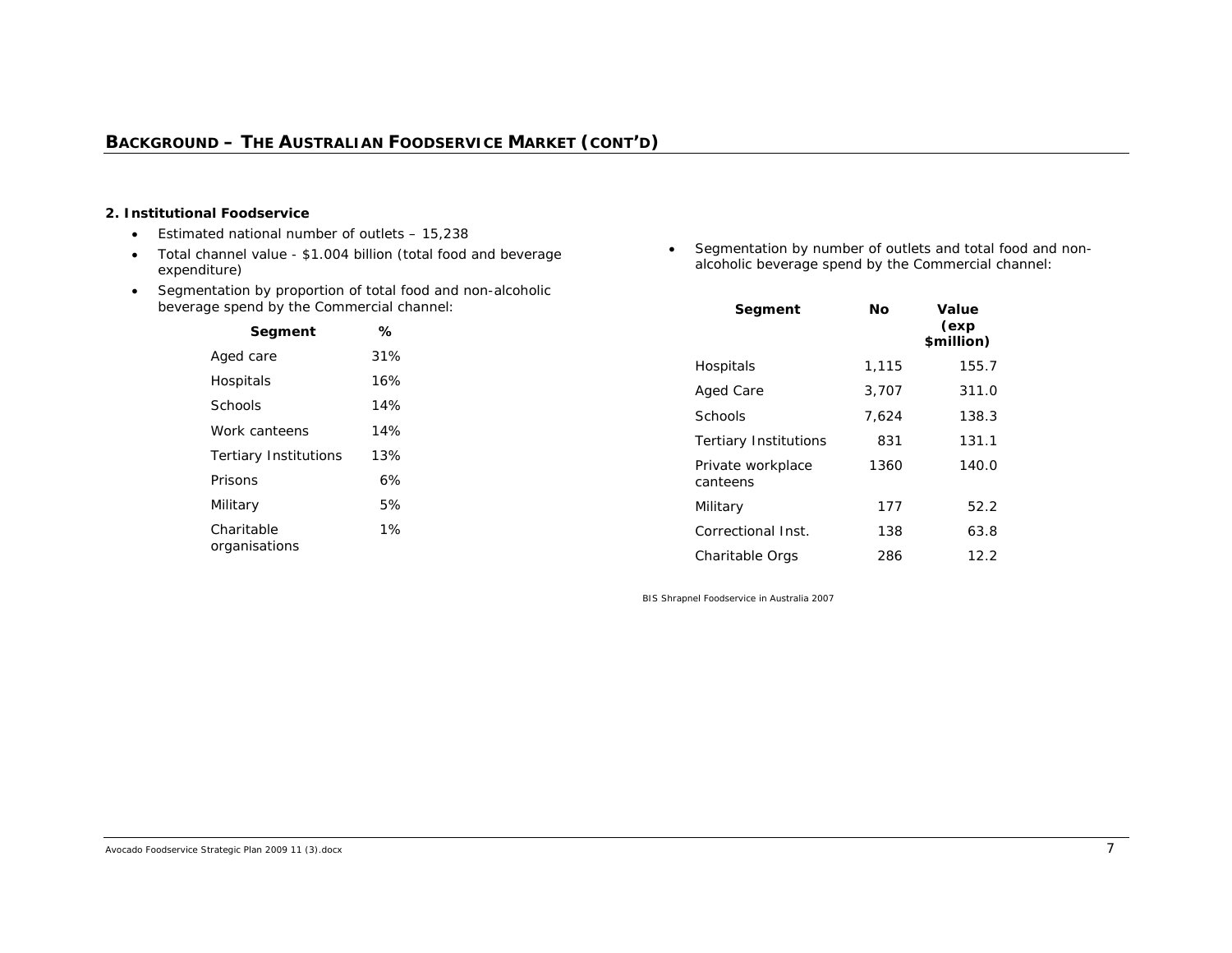## BACKGROUND – THE AUSTRALIAN FOODSERVICE MARKET (CONT'D)

**2. Institutional Foodservice**

- Estimated national number of outlets – 15,238
- Total channel value - $1.004 billion (total food and beverage expenditure)
- Segmentation by proportion of total food and non-alcoholic beverage spend by the Commercial channel:

| Segment | % |
|---|---|
| Aged care | 31% |
| Hospitals | 16% |
| Schools | 14% |
| Work canteens | 14% |
| Tertiary Institutions | 13% |
| Prisons | 6% |
| Military | 5% |
| Charitable organisations | 1% |

- Segmentation by number of outlets and total food and non-alcoholic beverage spend by the Commercial channel:

| Segment | No | Value (exp $million) |
|---|---|---|
| Hospitals | 1,115 | 155.7 |
| Aged Care | 3,707 | 311.0 |
| Schools | 7,624 | 138.3 |
| Tertiary Institutions | 831 | 131.1 |
| Private workplace canteens | 1360 | 140.0 |
| Military | 177 | 52.2 |
| Correctional Inst. | 138 | 63.8 |
| Charitable Orgs | 286 | 12.2 |

BIS Shrapnel Foodservice in Australia 2007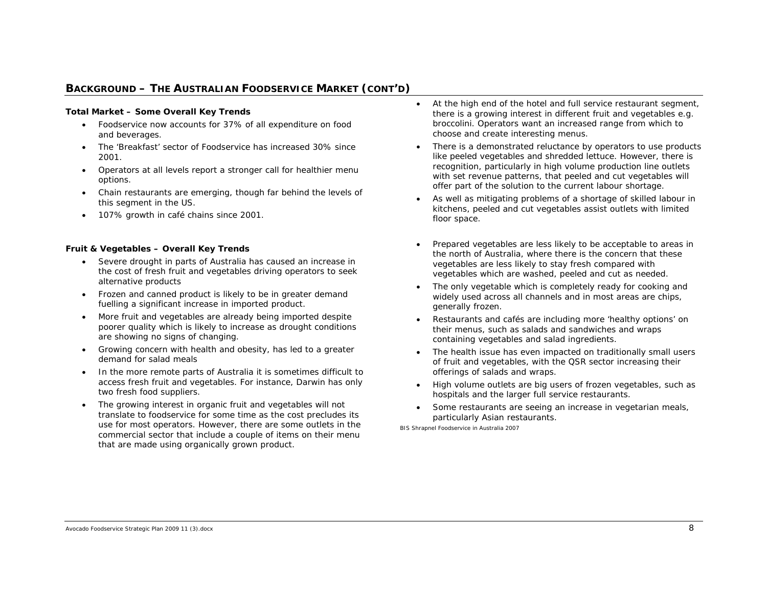## BACKGROUND – THE AUSTRALIAN FOODSERVICE MARKET (CONT'D)

**Total Market – Some Overall Key Trends**

- Foodservice now accounts for 37% of all expenditure on food and beverages.
- The 'Breakfast' sector of Foodservice has increased 30% since 2001.
- Operators at all levels report a stronger call for healthier menu options.
- Chain restaurants are emerging, though far behind the levels of this segment in the US.
- 107% growth in café chains since 2001.

**Fruit & Vegetables – Overall Key Trends**

- Severe drought in parts of Australia has caused an increase in the cost of fresh fruit and vegetables driving operators to seek alternative products
- Frozen and canned product is likely to be in greater demand fuelling a significant increase in imported product.
- More fruit and vegetables are already being imported despite poorer quality which is likely to increase as drought conditions are showing no signs of changing.
- Growing concern with health and obesity, has led to a greater demand for salad meals
- In the more remote parts of Australia it is sometimes difficult to access fresh fruit and vegetables. For instance, Darwin has only two fresh food suppliers.
- The growing interest in organic fruit and vegetables will not translate to foodservice for some time as the cost precludes its use for most operators. However, there are some outlets in the commercial sector that include a couple of items on their menu that are made using organically grown product.
- At the high end of the hotel and full service restaurant segment, there is a growing interest in different fruit and vegetables e.g. broccolini. Operators want an increased range from which to choose and create interesting menus.
- There is a demonstrated reluctance by operators to use products like peeled vegetables and shredded lettuce. However, there is recognition, particularly in high volume production line outlets with set revenue patterns, that peeled and cut vegetables will offer part of the solution to the current labour shortage.
- As well as mitigating problems of a shortage of skilled labour in kitchens, peeled and cut vegetables assist outlets with limited floor space.
- Prepared vegetables are less likely to be acceptable to areas in the north of Australia, where there is the concern that these vegetables are less likely to stay fresh compared with vegetables which are washed, peeled and cut as needed.
- The only vegetable which is completely ready for cooking and widely used across all channels and in most areas are chips, generally frozen.
- Restaurants and cafés are including more 'healthy options' on their menus, such as salads and sandwiches and wraps containing vegetables and salad ingredients.
- The health issue has even impacted on traditionally small users of fruit and vegetables, with the QSR sector increasing their offerings of salads and wraps.
- High volume outlets are big users of frozen vegetables, such as hospitals and the larger full service restaurants.
- Some restaurants are seeing an increase in vegetarian meals, particularly Asian restaurants.

BIS Shrapnel Foodservice in Australia 2007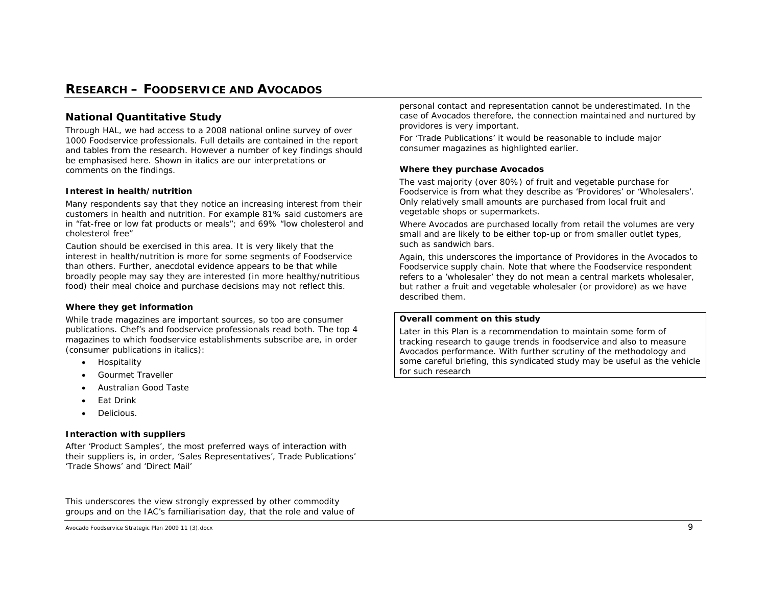# RESEARCH – FOODSERVICE AND AVOCADOS

## National Quantitative Study

Through HAL, we had access to a 2008 national online survey of over 1000 Foodservice professionals. Full details are contained in the report and tables from the research. However a number of key findings should be emphasised here. Shown in italics are our interpretations or comments on the findings.

### Interest in health/nutrition

Many respondents say that they notice an increasing interest from their customers in health and nutrition. For example 81% said customers are in "fat-free or low fat products or meals"; and 69% "low cholesterol and cholesterol free"

Caution should be exercised in this area. It is very likely that the interest in health/nutrition is more for some segments of Foodservice than others. Further, anecdotal evidence appears to be that while broadly people may say they are interested (in more healthy/nutritious food) their meal choice and purchase decisions may not reflect this.

### Where they get information

While trade magazines are important sources, so too are consumer publications. Chef's and foodservice professionals read both. The top 4 magazines to which foodservice establishments subscribe are, in order (consumer publications in italics):

- Hospitality
- *Gourmet Traveller*
- *Australian Good Taste*
- Eat Drink
- *Delicious.*

### Interaction with suppliers

After 'Product Samples', the most preferred ways of interaction with their suppliers is, in order, 'Sales Representatives', Trade Publications' 'Trade Shows' and 'Direct Mail'

This underscores the view strongly expressed by other commodity groups and on the IAC's familiarisation day, that the role and value of personal contact and representation cannot be underestimated. In the case of Avocados therefore, the connection maintained and nurtured by providores is very important.

For 'Trade Publications' it would be reasonable to include major consumer magazines as highlighted earlier.

### Where they purchase Avocados

The vast majority (over 80%) of fruit and vegetable purchase for Foodservice is from what they describe as 'Providores' or 'Wholesalers'. Only relatively small amounts are purchased from local fruit and vegetable shops or supermarkets.

Where Avocados are purchased locally from retail the volumes are very small and are likely to be either top-up or from smaller outlet types, such as sandwich bars.

Again, this underscores the importance of Providores in the Avocados to Foodservice supply chain. Note that where the Foodservice respondent refers to a 'wholesaler' they do not mean a central markets wholesaler, but rather a fruit and vegetable wholesaler (or providore) as we have described them.

**Overall comment on this study**

Later in this Plan is a recommendation to maintain some form of tracking research to gauge trends in foodservice and also to measure Avocados performance. With further scrutiny of the methodology and some careful briefing, this syndicated study may be useful as the vehicle for such research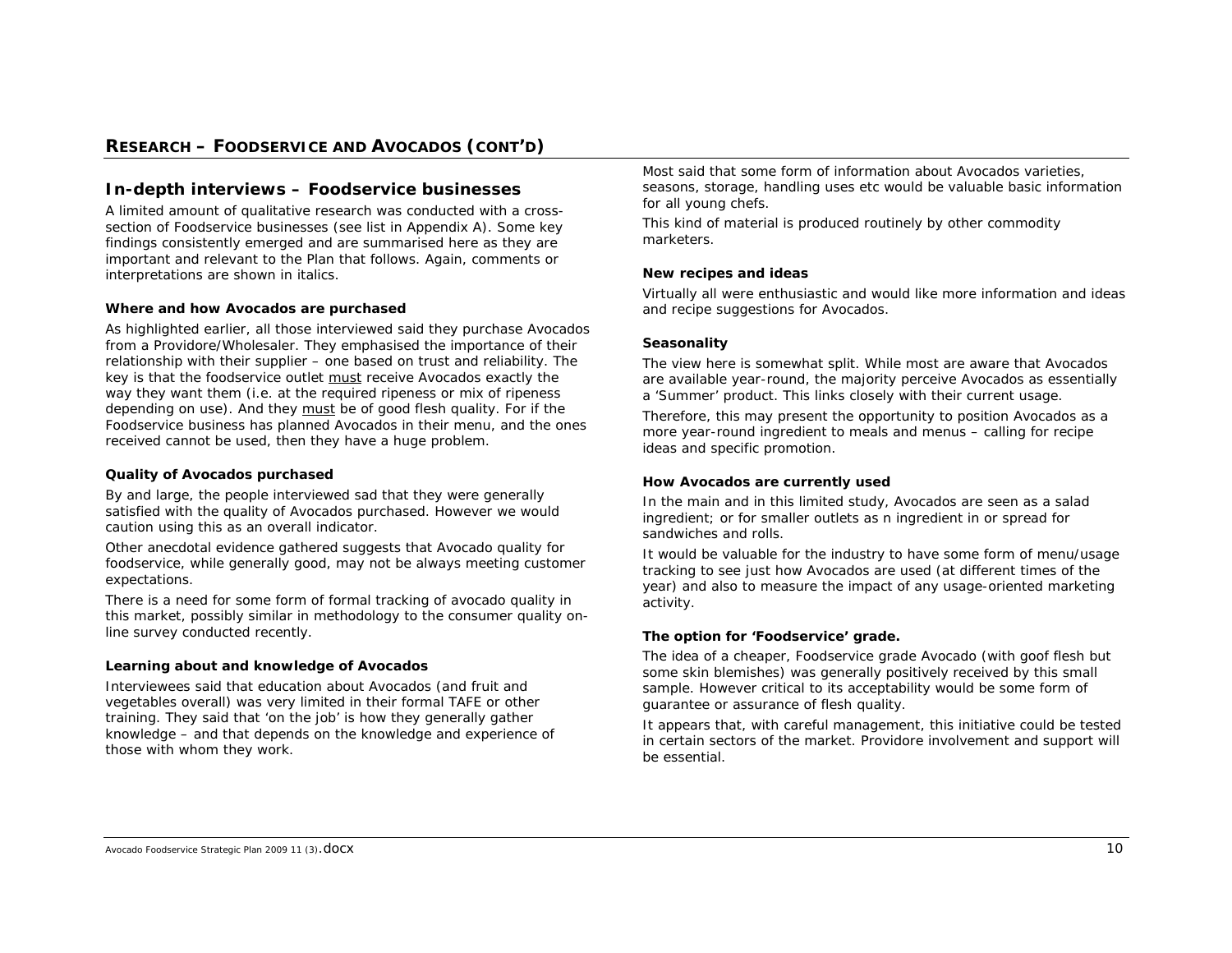## RESEARCH – FOODSERVICE AND AVOCADOS (CONT'D)

### In-depth interviews – Foodservice businesses

A limited amount of qualitative research was conducted with a cross-section of Foodservice businesses (see list in Appendix A). Some key findings consistently emerged and are summarised here as they are important and relevant to the Plan that follows. Again, comments or interpretations are shown in italics.

#### Where and how Avocados are purchased

As highlighted earlier, all those interviewed said they purchase Avocados from a Providore/Wholesaler. They emphasised the importance of their relationship with their supplier – one based on trust and reliability. The key is that the foodservice outlet must receive Avocados exactly the way they want them (i.e. at the required ripeness or mix of ripeness depending on use). And they must be of good flesh quality. For if the Foodservice business has planned Avocados in their menu, and the ones received cannot be used, then they have a huge problem.

#### Quality of Avocados purchased

By and large, the people interviewed sad that they were generally satisfied with the quality of Avocados purchased. However we would caution using this as an overall indicator.

Other anecdotal evidence gathered suggests that Avocado quality for foodservice, while generally good, may not be always meeting customer expectations.

There is a need for some form of formal tracking of avocado quality in this market, possibly similar in methodology to the consumer quality on-line survey conducted recently.

#### Learning about and knowledge of Avocados

Interviewees said that education about Avocados (and fruit and vegetables overall) was very limited in their formal TAFE or other training. They said that 'on the job' is how they generally gather knowledge – and that depends on the knowledge and experience of those with whom they work.

Most said that some form of information about Avocados varieties, seasons, storage, handling uses etc would be valuable basic information for all young chefs.

This kind of material is produced routinely by other commodity marketers.

#### New recipes and ideas

Virtually all were enthusiastic and would like more information and ideas and recipe suggestions for Avocados.

#### Seasonality

The view here is somewhat split. While most are aware that Avocados are available year-round, the majority perceive Avocados as essentially a 'Summer' product. This links closely with their current usage.

Therefore, this may present the opportunity to position Avocados as a more year-round ingredient to meals and menus – calling for recipe ideas and specific promotion.

#### How Avocados are currently used

In the main and in this limited study, Avocados are seen as a salad ingredient; or for smaller outlets as n ingredient in or spread for sandwiches and rolls.

It would be valuable for the industry to have some form of menu/usage tracking to see just how Avocados are used (at different times of the year) and also to measure the impact of any usage-oriented marketing activity.

#### The option for 'Foodservice' grade.

The idea of a cheaper, Foodservice grade Avocado (with goof flesh but some skin blemishes) was generally positively received by this small sample. However critical to its acceptability would be some form of guarantee or assurance of flesh quality.

It appears that, with careful management, this initiative could be tested in certain sectors of the market. Providore involvement and support will be essential.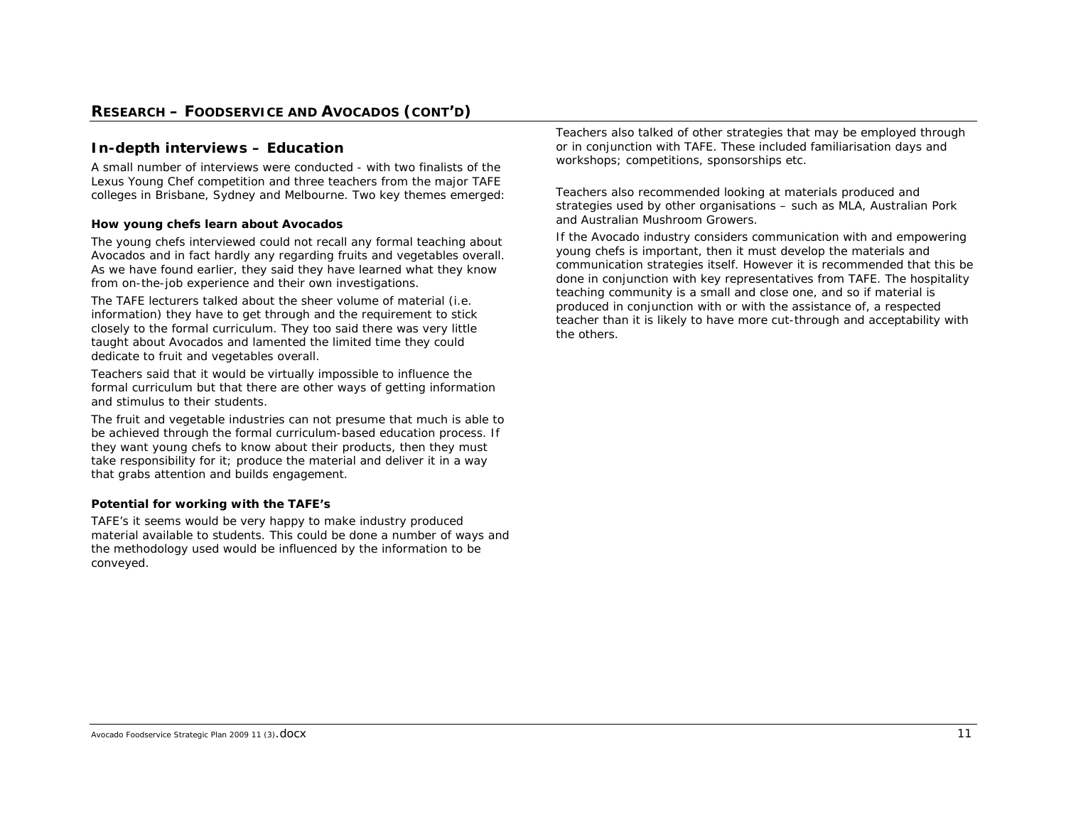## RESEARCH – FOODSERVICE AND AVOCADOS (CONT'D)

### In-depth interviews – Education

A small number of interviews were conducted - with two finalists of the Lexus Young Chef competition and three teachers from the major TAFE colleges in Brisbane, Sydney and Melbourne. Two key themes emerged:

#### How young chefs learn about Avocados

The young chefs interviewed could not recall any formal teaching about Avocados and in fact hardly any regarding fruits and vegetables overall. As we have found earlier, they said they have learned what they know from on-the-job experience and their own investigations.

The TAFE lecturers talked about the sheer volume of material (i.e. information) they have to get through and the requirement to stick closely to the formal curriculum. They too said there was very little taught about Avocados and lamented the limited time they could dedicate to fruit and vegetables overall.

Teachers said that it would be virtually impossible to influence the formal curriculum but that there are other ways of getting information and stimulus to their students.

The fruit and vegetable industries can not presume that much is able to be achieved through the formal curriculum-based education process. If they want young chefs to know about their products, then they must take responsibility for it; produce the material and deliver it in a way that grabs attention and builds engagement.

#### Potential for working with the TAFE's

TAFE's it seems would be very happy to make industry produced material available to students. This could be done a number of ways and the methodology used would be influenced by the information to be conveyed.

Teachers also talked of other strategies that may be employed through or in conjunction with TAFE. These included familiarisation days and workshops; competitions, sponsorships etc.

Teachers also recommended looking at materials produced and strategies used by other organisations – such as MLA, Australian Pork and Australian Mushroom Growers.

If the Avocado industry considers communication with and empowering young chefs is important, then it must develop the materials and communication strategies itself. However it is recommended that this be done in conjunction with key representatives from TAFE. The hospitality teaching community is a small and close one, and so if material is produced in conjunction with or with the assistance of, a respected teacher than it is likely to have more cut-through and acceptability with the others.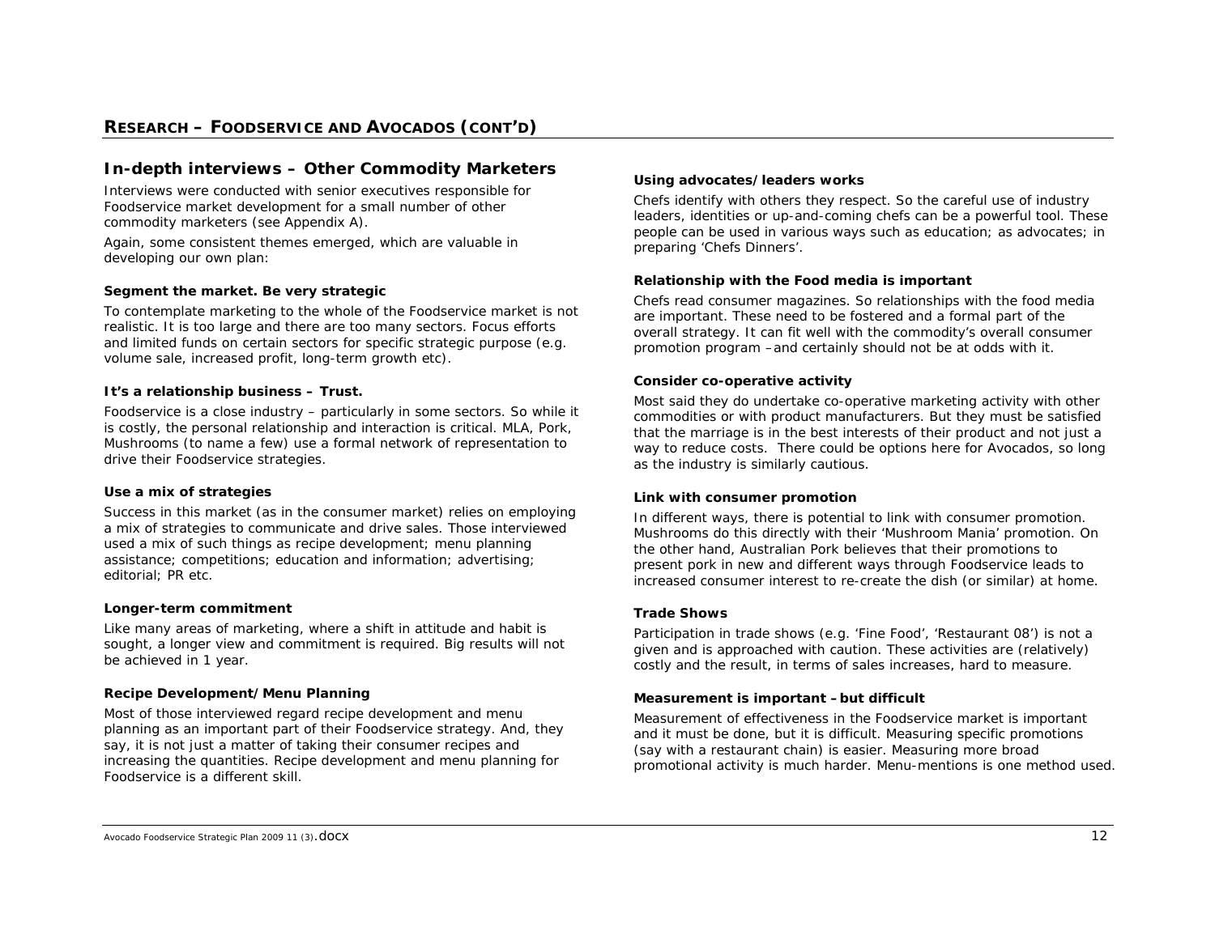# RESEARCH – FOODSERVICE AND AVOCADOS (CONT'D)

## In-depth interviews – Other Commodity Marketers

Interviews were conducted with senior executives responsible for Foodservice market development for a small number of other commodity marketers (see Appendix A).

Again, some consistent themes emerged, which are valuable in developing our own plan:

### Segment the market. Be very strategic

To contemplate marketing to the whole of the Foodservice market is not realistic. It is too large and there are too many sectors. Focus efforts and limited funds on certain sectors for specific strategic purpose (e.g. volume sale, increased profit, long-term growth etc).

### It's a relationship business – Trust.

Foodservice is a close industry – particularly in some sectors. So while it is costly, the personal relationship and interaction is critical. MLA, Pork, Mushrooms (to name a few) use a formal network of representation to drive their Foodservice strategies.

### Use a mix of strategies

Success in this market (as in the consumer market) relies on employing a mix of strategies to communicate and drive sales. Those interviewed used a mix of such things as recipe development; menu planning assistance; competitions; education and information; advertising; editorial; PR etc.

### Longer-term commitment

Like many areas of marketing, where a shift in attitude and habit is sought, a longer view and commitment is required. Big results will not be achieved in 1 year.

### Recipe Development/Menu Planning

Most of those interviewed regard recipe development and menu planning as an important part of their Foodservice strategy. And, they say, it is not just a matter of taking their consumer recipes and increasing the quantities. Recipe development and menu planning for Foodservice is a different skill.

### Using advocates/leaders works

Chefs identify with others they respect. So the careful use of industry leaders, identities or up-and-coming chefs can be a powerful tool. These people can be used in various ways such as education; as advocates; in preparing 'Chefs Dinners'.

### Relationship with the Food media is important

Chefs read consumer magazines. So relationships with the food media are important. These need to be fostered and a formal part of the overall strategy. It can fit well with the commodity's overall consumer promotion program – and certainly should not be at odds with it.

### Consider co-operative activity

Most said they do undertake co-operative marketing activity with other commodities or with product manufacturers. But they must be satisfied that the marriage is in the best interests of their product and not just a way to reduce costs. There could be options here for Avocados, so long as the industry is similarly cautious.

### Link with consumer promotion

In different ways, there is potential to link with consumer promotion. Mushrooms do this directly with their 'Mushroom Mania' promotion. On the other hand, Australian Pork believes that their promotions to present pork in new and different ways through Foodservice leads to increased consumer interest to re-create the dish (or similar) at home.

### Trade Shows

Participation in trade shows (e.g. 'Fine Food', 'Restaurant 08') is not a given and is approached with caution. These activities are (relatively) costly and the result, in terms of sales increases, hard to measure.

### Measurement is important – but difficult

Measurement of effectiveness in the Foodservice market is important and it must be done, but it is difficult. Measuring specific promotions (say with a restaurant chain) is easier. Measuring more broad promotional activity is much harder. Menu-mentions is one method used.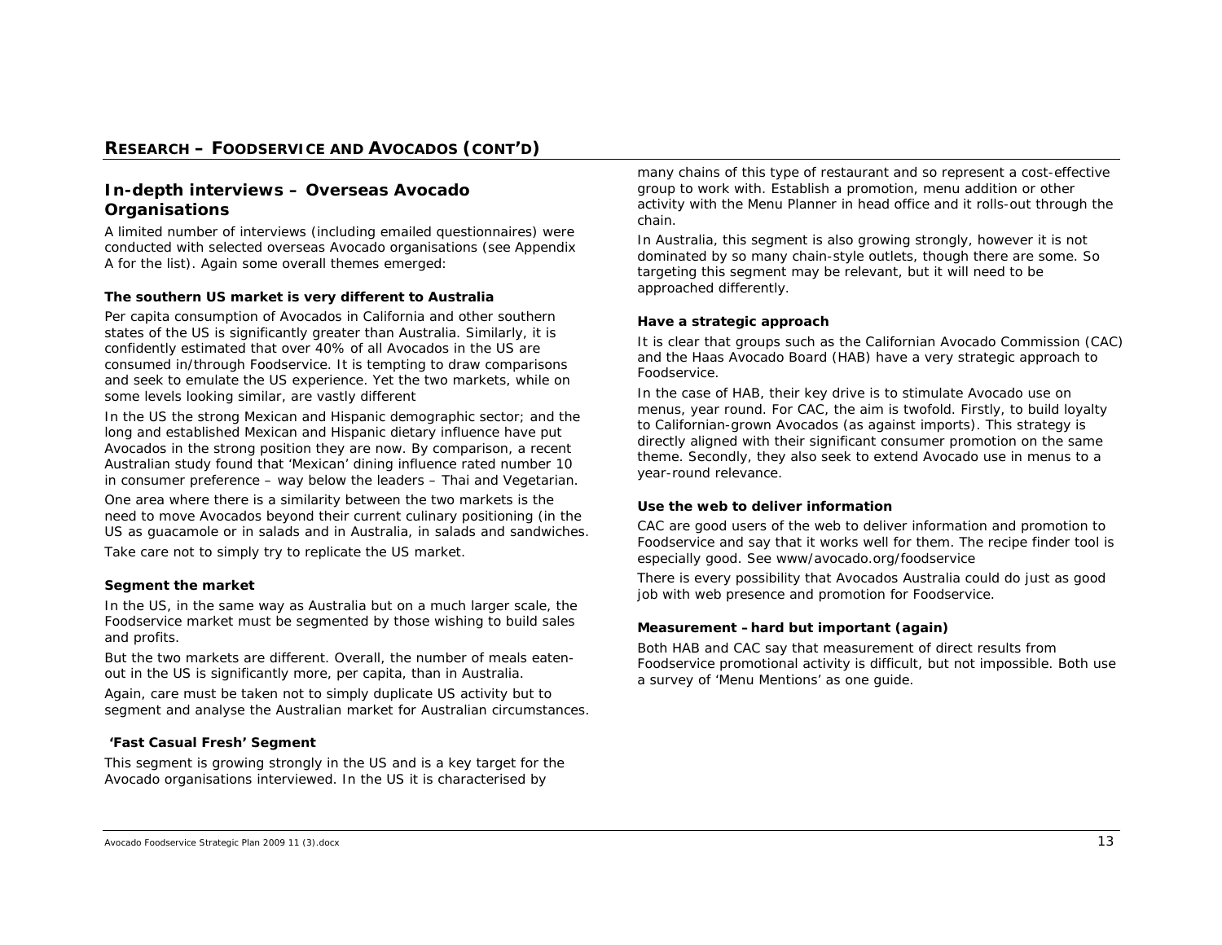## RESEARCH – FOODSERVICE AND AVOCADOS (CONT'D)

### In-depth interviews – Overseas Avocado Organisations

A limited number of interviews (including emailed questionnaires) were conducted with selected overseas Avocado organisations (see Appendix A for the list). Again some overall themes emerged:

**The southern US market is very different to Australia**

Per capita consumption of Avocados in California and other southern states of the US is significantly greater than Australia. Similarly, it is confidently estimated that over 40% of all Avocados in the US are consumed in/through Foodservice. It is tempting to draw comparisons and seek to emulate the US experience. Yet the two markets, while on some levels looking similar, are vastly different

In the US the strong Mexican and Hispanic demographic sector; and the long and established Mexican and Hispanic dietary influence have put Avocados in the strong position they are now. By comparison, a recent Australian study found that 'Mexican' dining influence rated number 10 in consumer preference – way below the leaders – Thai and Vegetarian.

One area where there is a similarity between the two markets is the need to move Avocados beyond their current culinary positioning (in the US as guacamole or in salads and in Australia, in salads and sandwiches.

Take care not to simply try to replicate the US market.

**Segment the market**

In the US, in the same way as Australia but on a much larger scale, the Foodservice market must be segmented by those wishing to build sales and profits.

But the two markets are different. Overall, the number of meals eaten-out in the US is significantly more, per capita, than in Australia.

Again, care must be taken not to simply duplicate US activity but to segment and analyse the Australian market for Australian circumstances.

**'Fast Casual Fresh' Segment**

This segment is growing strongly in the US and is a key target for the Avocado organisations interviewed. In the US it is characterised by many chains of this type of restaurant and so represent a cost-effective group to work with. Establish a promotion, menu addition or other activity with the Menu Planner in head office and it rolls-out through the chain.

In Australia, this segment is also growing strongly, however it is not dominated by so many chain-style outlets, though there are some. So targeting this segment may be relevant, but it will need to be approached differently.

**Have a strategic approach**

It is clear that groups such as the Californian Avocado Commission (CAC) and the Haas Avocado Board (HAB) have a very strategic approach to Foodservice.

In the case of HAB, their key drive is to stimulate Avocado use on menus, year round. For CAC, the aim is twofold. Firstly, to build loyalty to Californian-grown Avocados (as against imports). This strategy is directly aligned with their significant consumer promotion on the same theme. Secondly, they also seek to extend Avocado use in menus to a year-round relevance.

**Use the web to deliver information**

CAC are good users of the web to deliver information and promotion to Foodservice and say that it works well for them. The recipe finder tool is especially good. See www/avocado.org/foodservice

There is every possibility that Avocados Australia could do just as good job with web presence and promotion for Foodservice.

**Measurement – hard but important (again)**

Both HAB and CAC say that measurement of direct results from Foodservice promotional activity is difficult, but not impossible. Both use a survey of 'Menu Mentions' as one guide.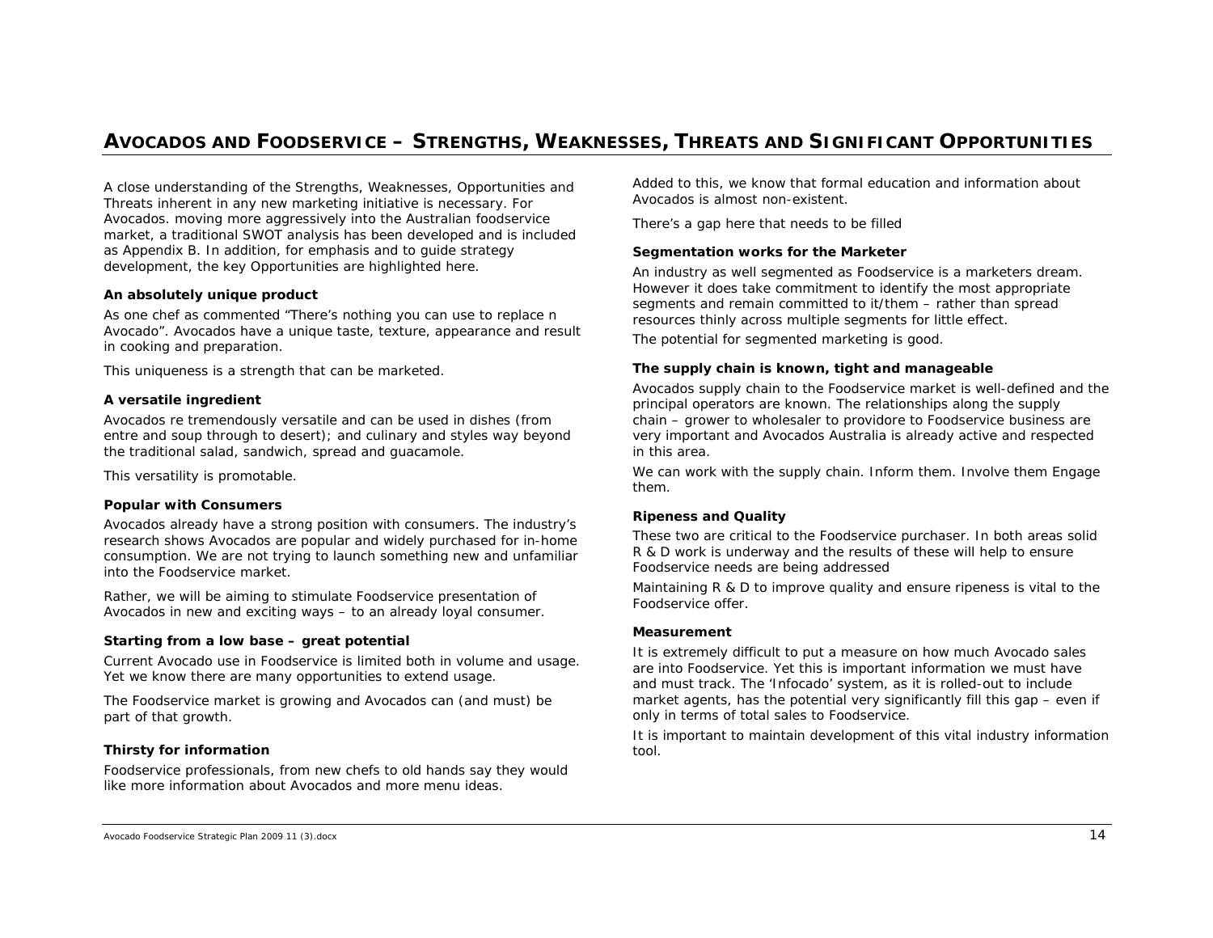## Avocados and Foodservice – Strengths, Weaknesses, Threats and Significant Opportunities

A close understanding of the Strengths, Weaknesses, Opportunities and Threats inherent in any new marketing initiative is necessary. For Avocados. moving more aggressively into the Australian foodservice market, a traditional SWOT analysis has been developed and is included as Appendix B. In addition, for emphasis and to guide strategy development, the key Opportunities are highlighted here.

**An absolutely unique product**

As one chef as commented "There's nothing you can use to replace n Avocado". Avocados have a unique taste, texture, appearance and result in cooking and preparation.

This uniqueness is a strength that can be marketed.

**A versatile ingredient**

Avocados re tremendously versatile and can be used in dishes (from entre and soup through to desert); and culinary and styles way beyond the traditional salad, sandwich, spread and guacamole.

This versatility is promotable.

**Popular with Consumers**

Avocados already have a strong position with consumers. The industry's research shows Avocados are popular and widely purchased for in-home consumption. We are not trying to launch something new and unfamiliar into the Foodservice market.

Rather, we will be aiming to stimulate Foodservice presentation of Avocados in new and exciting ways – to an already loyal consumer.

**Starting from a low base – great potential**

Current Avocado use in Foodservice is limited both in volume and usage. Yet we know there are many opportunities to extend usage.

The Foodservice market is growing and Avocados can (and must) be part of that growth.

**Thirsty for information**

Foodservice professionals, from new chefs to old hands say they would like more information about Avocados and more menu ideas.

Added to this, we know that formal education and information about Avocados is almost non-existent.

There's a gap here that needs to be filled

**Segmentation works for the Marketer**

An industry as well segmented as Foodservice is a marketers dream. However it does take commitment to identify the most appropriate segments and remain committed to it/them – rather than spread resources thinly across multiple segments for little effect.

The potential for segmented marketing is good.

**The supply chain is known, tight and manageable**

Avocados supply chain to the Foodservice market is well-defined and the principal operators are known. The relationships along the supply chain – grower to wholesaler to providore to Foodservice business are very important and Avocados Australia is already active and respected in this area.

We can work with the supply chain. Inform them. Involve them Engage them.

**Ripeness and Quality**

These two are critical to the Foodservice purchaser. In both areas solid R & D work is underway and the results of these will help to ensure Foodservice needs are being addressed

Maintaining R & D to improve quality and ensure ripeness is vital to the Foodservice offer.

**Measurement**

It is extremely difficult to put a measure on how much Avocado sales are into Foodservice. Yet this is important information we must have and must track. The 'Infocado' system, as it is rolled-out to include market agents, has the potential very significantly fill this gap – even if only in terms of total sales to Foodservice.

It is important to maintain development of this vital industry information tool.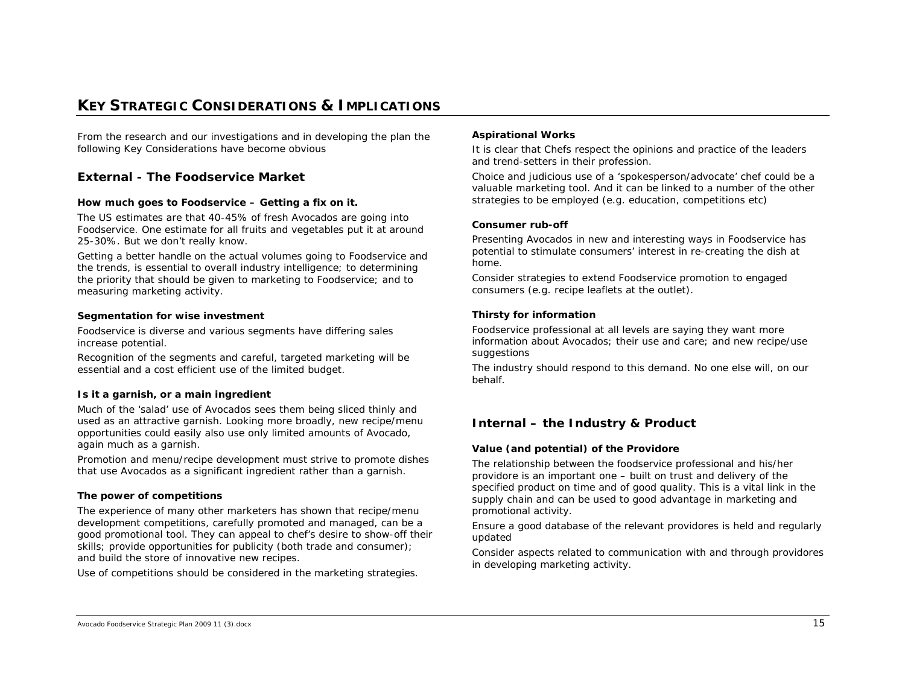# KEY STRATEGIC CONSIDERATIONS & IMPLICATIONS

From the research and our investigations and in developing the plan the following Key Considerations have become obvious

## External - The Foodservice Market

### How much goes to Foodservice – Getting a fix on it.

The US estimates are that 40-45% of fresh Avocados are going into Foodservice. One estimate for all fruits and vegetables put it at around 25-30%. But we don't really know.

Getting a better handle on the actual volumes going to Foodservice and the trends, is essential to overall industry intelligence; to determining the priority that should be given to marketing to Foodservice; and to measuring marketing activity.

### Segmentation for wise investment

Foodservice is diverse and various segments have differing sales increase potential.

Recognition of the segments and careful, targeted marketing will be essential and a cost efficient use of the limited budget.

### Is it a garnish, or a main ingredient

Much of the 'salad' use of Avocados sees them being sliced thinly and used as an attractive garnish. Looking more broadly, new recipe/menu opportunities could easily also use only limited amounts of Avocado, again much as a garnish.

Promotion and menu/recipe development must strive to promote dishes that use Avocados as a significant ingredient rather than a garnish.

### The power of competitions

The experience of many other marketers has shown that recipe/menu development competitions, carefully promoted and managed, can be a good promotional tool. They can appeal to chef's desire to show-off their skills; provide opportunities for publicity (both trade and consumer); and build the store of innovative new recipes.

Use of competitions should be considered in the marketing strategies.

### Aspirational Works

It is clear that Chefs respect the opinions and practice of the leaders and trend-setters in their profession.

Choice and judicious use of a 'spokesperson/advocate' chef could be a valuable marketing tool. And it can be linked to a number of the other strategies to be employed (e.g. education, competitions etc)

### Consumer rub-off

Presenting Avocados in new and interesting ways in Foodservice has potential to stimulate consumers' interest in re-creating the dish at home.

Consider strategies to extend Foodservice promotion to engaged consumers (e.g. recipe leaflets at the outlet).

### Thirsty for information

Foodservice professional at all levels are saying they want more information about Avocados; their use and care; and new recipe/use suggestions

The industry should respond to this demand. No one else will, on our behalf.

## Internal – the Industry & Product

### Value (and potential) of the Providore

The relationship between the foodservice professional and his/her providore is an important one – built on trust and delivery of the specified product on time and of good quality. This is a vital link in the supply chain and can be used to good advantage in marketing and promotional activity.

Ensure a good database of the relevant providores is held and regularly updated

Consider aspects related to communication with and through providores in developing marketing activity.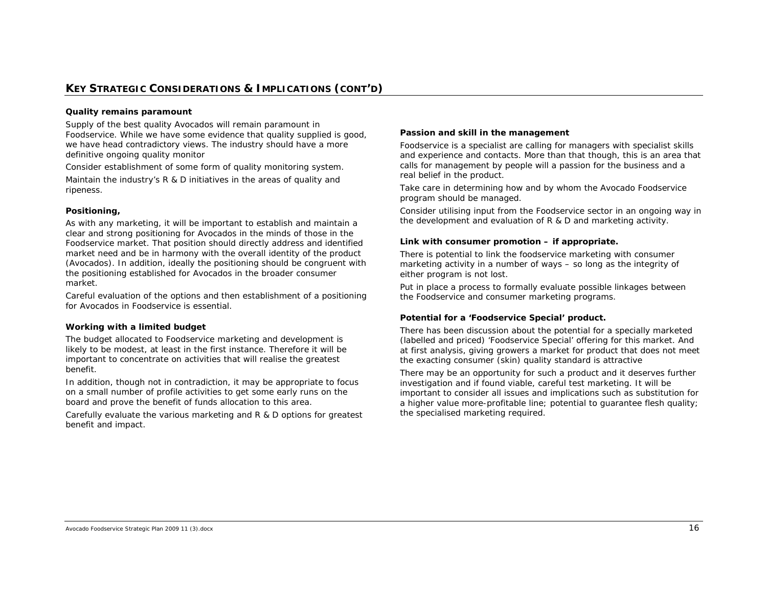## KEY STRATEGIC CONSIDERATIONS & IMPLICATIONS (CONT'D)

**Quality remains paramount**

Supply of the best quality Avocados will remain paramount in Foodservice. While we have some evidence that quality supplied is good, we have head contradictory views. The industry should have a more definitive ongoing quality monitor

Consider establishment of some form of quality monitoring system.

Maintain the industry's R & D initiatives in the areas of quality and ripeness.

**Positioning,**

As with any marketing, it will be important to establish and maintain a clear and strong positioning for Avocados in the minds of those in the Foodservice market. That position should directly address and identified market need and be in harmony with the overall identity of the product (Avocados). In addition, ideally the positioning should be congruent with the positioning established for Avocados in the broader consumer market.

Careful evaluation of the options and then establishment of a positioning for Avocados in Foodservice is essential.

**Working with a limited budget**

The budget allocated to Foodservice marketing and development is likely to be modest, at least in the first instance. Therefore it will be important to concentrate on activities that will realise the greatest benefit.

In addition, though not in contradiction, it may be appropriate to focus on a small number of profile activities to get some early runs on the board and prove the benefit of funds allocation to this area.

Carefully evaluate the various marketing and R & D options for greatest benefit and impact.

**Passion and skill in the management**

Foodservice is a specialist are calling for managers with specialist skills and experience and contacts. More than that though, this is an area that calls for management by people will a passion for the business and a real belief in the product.

Take care in determining how and by whom the Avocado Foodservice program should be managed.

Consider utilising input from the Foodservice sector in an ongoing way in the development and evaluation of R & D and marketing activity.

**Link with consumer promotion – if appropriate.**

There is potential to link the foodservice marketing with consumer marketing activity in a number of ways – so long as the integrity of either program is not lost.

Put in place a process to formally evaluate possible linkages between the Foodservice and consumer marketing programs.

**Potential for a 'Foodservice Special' product.**

There has been discussion about the potential for a specially marketed (labelled and priced) 'Foodservice Special' offering for this market. And at first analysis, giving growers a market for product that does not meet the exacting consumer (skin) quality standard is attractive

There may be an opportunity for such a product and it deserves further investigation and if found viable, careful test marketing. It will be important to consider all issues and implications such as substitution for a higher value more-profitable line; potential to guarantee flesh quality; the specialised marketing required.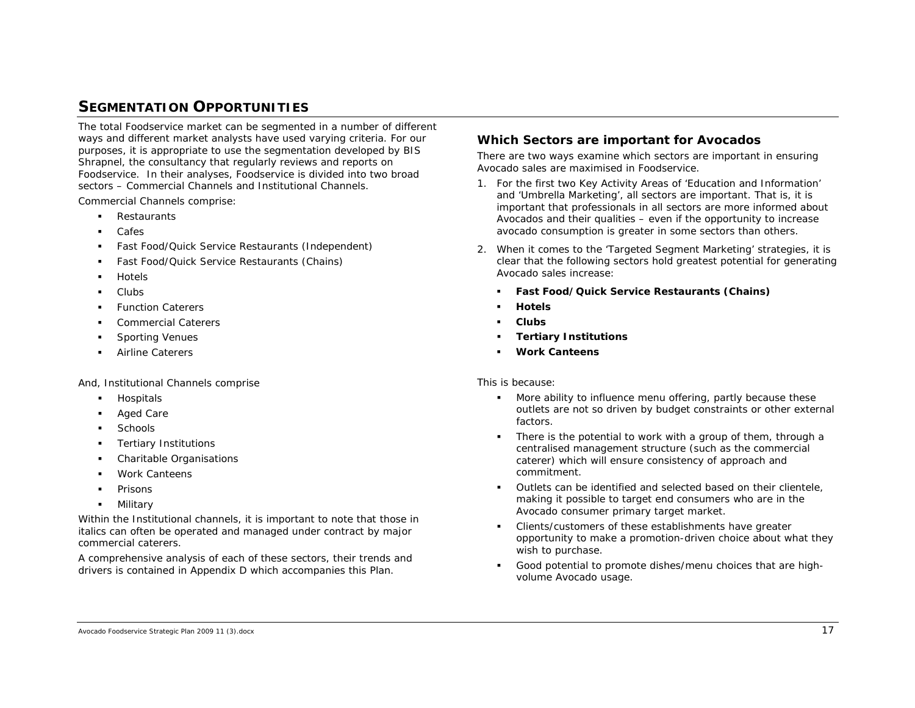## SEGMENTATION OPPORTUNITIES

The total Foodservice market can be segmented in a number of different ways and different market analysts have used varying criteria. For our purposes, it is appropriate to use the segmentation developed by BIS Shrapnel, the consultancy that regularly reviews and reports on Foodservice. In their analyses, Foodservice is divided into two broad sectors – Commercial Channels and Institutional Channels.

Commercial Channels comprise:

- Restaurants
- Cafes
- Fast Food/Quick Service Restaurants (Independent)
- Fast Food/Quick Service Restaurants (Chains)
- Hotels
- Clubs
- Function Caterers
- Commercial Caterers
- Sporting Venues
- Airline Caterers

And, Institutional Channels comprise

- Hospitals
- Aged Care
- Schools
- Tertiary Institutions
- Charitable Organisations
- Work Canteens
- Prisons
- Military

Within the Institutional channels, it is important to note that those in italics can often be operated and managed under contract by major commercial caterers.

A comprehensive analysis of each of these sectors, their trends and drivers is contained in Appendix D which accompanies this Plan.

### Which Sectors are important for Avocados

There are two ways examine which sectors are important in ensuring Avocado sales are maximised in Foodservice.

1. For the first two Key Activity Areas of 'Education and Information' and 'Umbrella Marketing', all sectors are important. That is, it is important that professionals in all sectors are more informed about Avocados and their qualities – even if the opportunity to increase avocado consumption is greater in some sectors than others.
2. When it comes to the 'Targeted Segment Marketing' strategies, it is clear that the following sectors hold greatest potential for generating Avocado sales increase:
   - **Fast Food/Quick Service Restaurants (Chains)**
   - **Hotels**
   - **Clubs**
   - **Tertiary Institutions**
   - **Work Canteens**

This is because:

- More ability to influence menu offering, partly because these outlets are not so driven by budget constraints or other external factors.
- There is the potential to work with a group of them, through a centralised management structure (such as the commercial caterer) which will ensure consistency of approach and commitment.
- Outlets can be identified and selected based on their clientele, making it possible to target end consumers who are in the Avocado consumer primary target market.
- Clients/customers of these establishments have greater opportunity to make a promotion-driven choice about what they wish to purchase.
- Good potential to promote dishes/menu choices that are high-volume Avocado usage.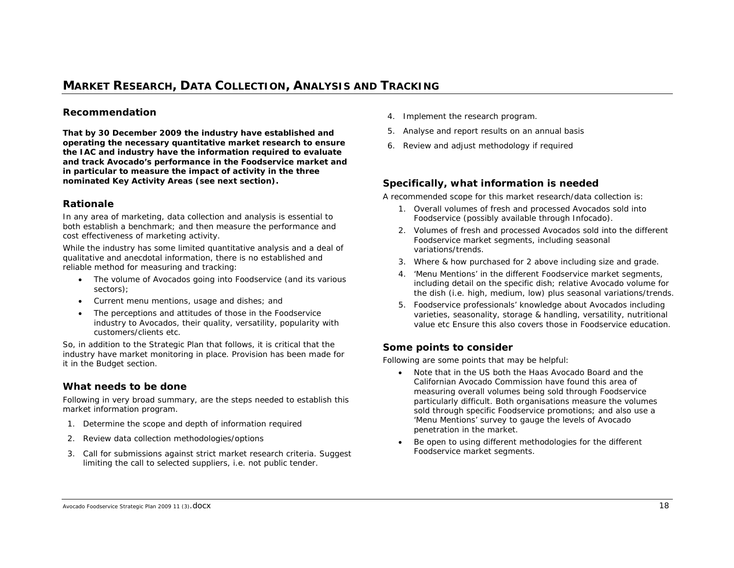# MARKET RESEARCH, DATA COLLECTION, ANALYSIS AND TRACKING

## Recommendation

**That by 30 December 2009 the industry have established and operating the necessary quantitative market research to ensure the IAC and industry have the information required to evaluate and track Avocado's performance in the Foodservice market and in particular to measure the impact of activity in the three nominated Key Activity Areas (see next section).**

## Rationale

In any area of marketing, data collection and analysis is essential to both establish a benchmark; and then measure the performance and cost effectiveness of marketing activity.

While the industry has some limited quantitative analysis and a deal of qualitative and anecdotal information, there is no established and reliable method for measuring and tracking:

- The volume of Avocados going into Foodservice (and its various sectors);
- Current menu mentions, usage and dishes; and
- The perceptions and attitudes of those in the Foodservice industry to Avocados, their quality, versatility, popularity with customers/clients etc.

So, in addition to the Strategic Plan that follows, it is critical that the industry have market monitoring in place. Provision has been made for it in the Budget section.

## What needs to be done

Following in very broad summary, are the steps needed to establish this market information program.

1. Determine the scope and depth of information required
2. Review data collection methodologies/options
3. Call for submissions against strict market research criteria. Suggest limiting the call to selected suppliers, i.e. not public tender.
4. Implement the research program.
5. Analyse and report results on an annual basis
6. Review and adjust methodology if required

## Specifically, what information is needed

A recommended scope for this market research/data collection is:

1. Overall volumes of fresh and processed Avocados sold into Foodservice (possibly available through Infocado).
2. Volumes of fresh and processed Avocados sold into the different Foodservice market segments, including seasonal variations/trends.
3. Where & how purchased for 2 above including size and grade.
4. 'Menu Mentions' in the different Foodservice market segments, including detail on the specific dish; relative Avocado volume for the dish (i.e. high, medium, low) plus seasonal variations/trends.
5. Foodservice professionals' knowledge about Avocados including varieties, seasonality, storage & handling, versatility, nutritional value etc Ensure this also covers those in Foodservice education.

## Some points to consider

Following are some points that may be helpful:

- Note that in the US both the Haas Avocado Board and the Californian Avocado Commission have found this area of measuring overall volumes being sold through Foodservice particularly difficult. Both organisations measure the volumes sold through specific Foodservice promotions; and also use a 'Menu Mentions' survey to gauge the levels of Avocado penetration in the market.
- Be open to using different methodologies for the different Foodservice market segments.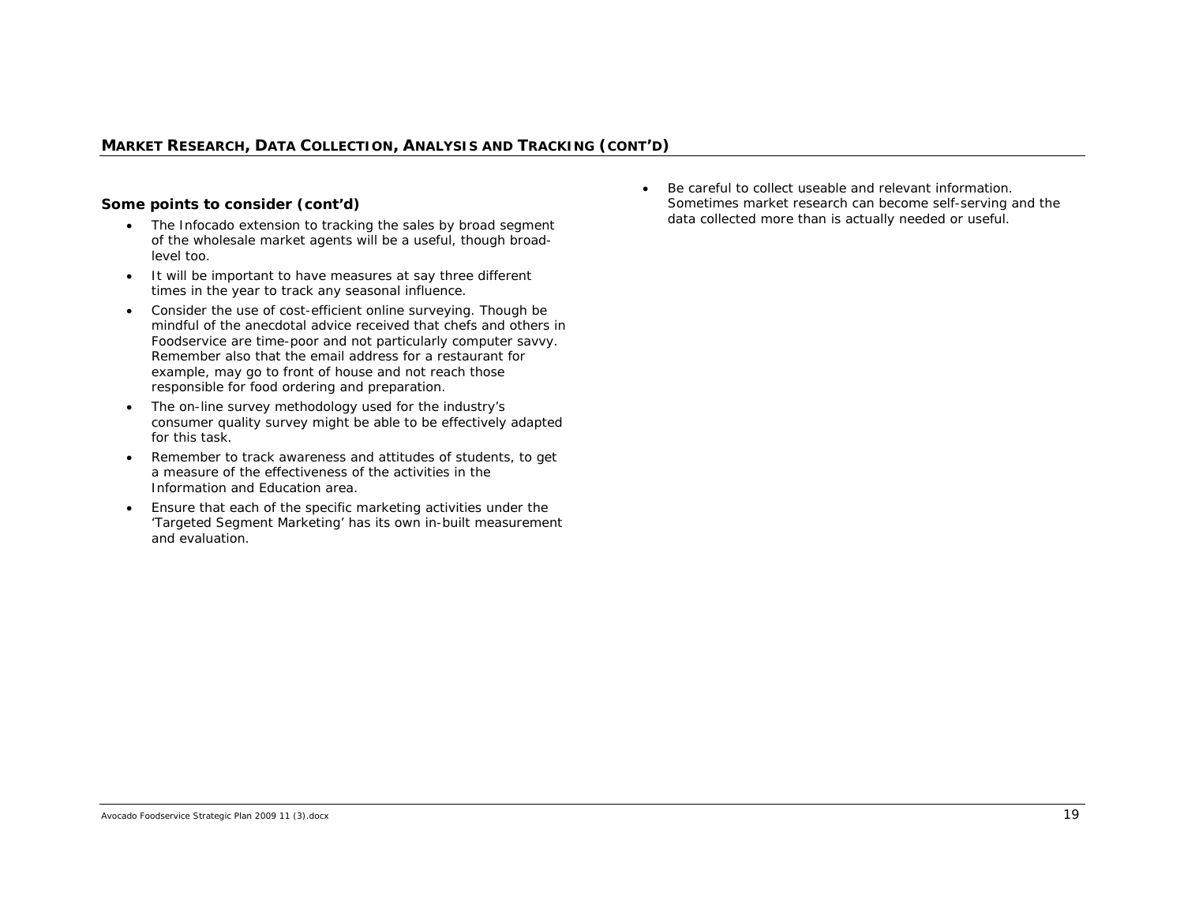## MARKET RESEARCH, DATA COLLECTION, ANALYSIS AND TRACKING (CONT'D)

**Some points to consider (cont'd)**

- The Infocado extension to tracking the sales by broad segment of the wholesale market agents will be a useful, though broad-level too.
- It will be important to have measures at say three different times in the year to track any seasonal influence.
- Consider the use of cost-efficient online surveying. Though be mindful of the anecdotal advice received that chefs and others in Foodservice are time-poor and not particularly computer savvy. Remember also that the email address for a restaurant for example, may go to front of house and not reach those responsible for food ordering and preparation.
- The on-line survey methodology used for the industry's consumer quality survey might be able to be effectively adapted for this task.
- Remember to track awareness and attitudes of students, to get a measure of the effectiveness of the activities in the Information and Education area.
- Ensure that each of the specific marketing activities under the 'Targeted Segment Marketing' has its own in-built measurement and evaluation.
- Be careful to collect useable and relevant information. Sometimes market research can become self-serving and the data collected more than is actually needed or useful.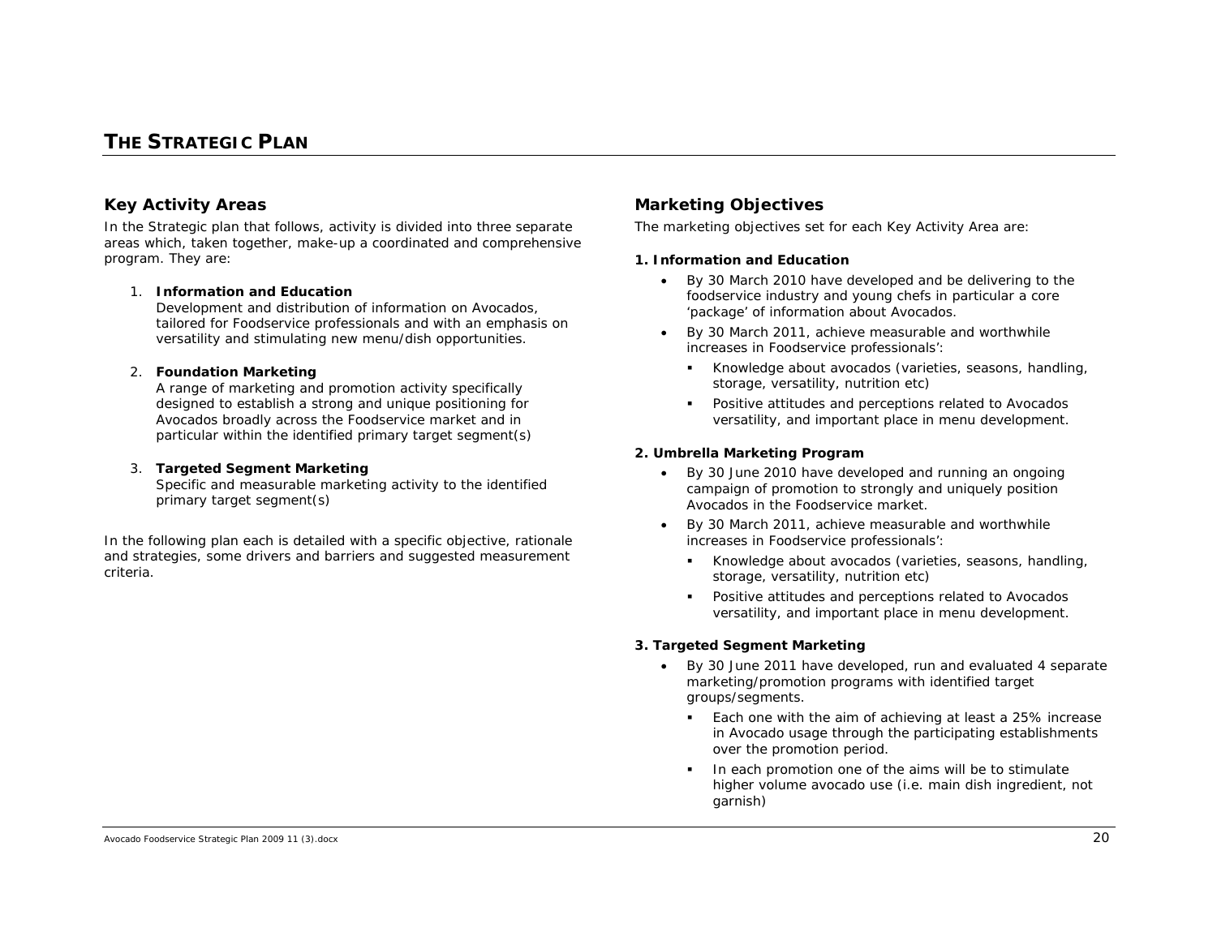# THE STRATEGIC PLAN

## Key Activity Areas

In the Strategic plan that follows, activity is divided into three separate areas which, taken together, make-up a coordinated and comprehensive program. They are:

1. **Information and Education**
   Development and distribution of information on Avocados, tailored for Foodservice professionals and with an emphasis on versatility and stimulating new menu/dish opportunities.

2. **Foundation Marketing**
   A range of marketing and promotion activity specifically designed to establish a strong and unique positioning for Avocados broadly across the Foodservice market and in particular within the identified primary target segment(s)

3. **Targeted Segment Marketing**
   Specific and measurable marketing activity to the identified primary target segment(s)

In the following plan each is detailed with a specific objective, rationale and strategies, some drivers and barriers and suggested measurement criteria.

## Marketing Objectives

The marketing objectives set for each Key Activity Area are:

**1. Information and Education**

- By 30 March 2010 have developed and be delivering to the foodservice industry and young chefs in particular a core 'package' of information about Avocados.
- By 30 March 2011, achieve measurable and worthwhile increases in Foodservice professionals':
  - Knowledge about avocados (varieties, seasons, handling, storage, versatility, nutrition etc)
  - Positive attitudes and perceptions related to Avocados versatility, and important place in menu development.

**2. Umbrella Marketing Program**

- By 30 June 2010 have developed and running an ongoing campaign of promotion to strongly and uniquely position Avocados in the Foodservice market.
- By 30 March 2011, achieve measurable and worthwhile increases in Foodservice professionals':
  - Knowledge about avocados (varieties, seasons, handling, storage, versatility, nutrition etc)
  - Positive attitudes and perceptions related to Avocados versatility, and important place in menu development.

**3. Targeted Segment Marketing**

- By 30 June 2011 have developed, run and evaluated 4 separate marketing/promotion programs with identified target groups/segments.
  - Each one with the aim of achieving at least a 25% increase in Avocado usage through the participating establishments over the promotion period.
  - In each promotion one of the aims will be to stimulate higher volume avocado use (i.e. main dish ingredient, not garnish)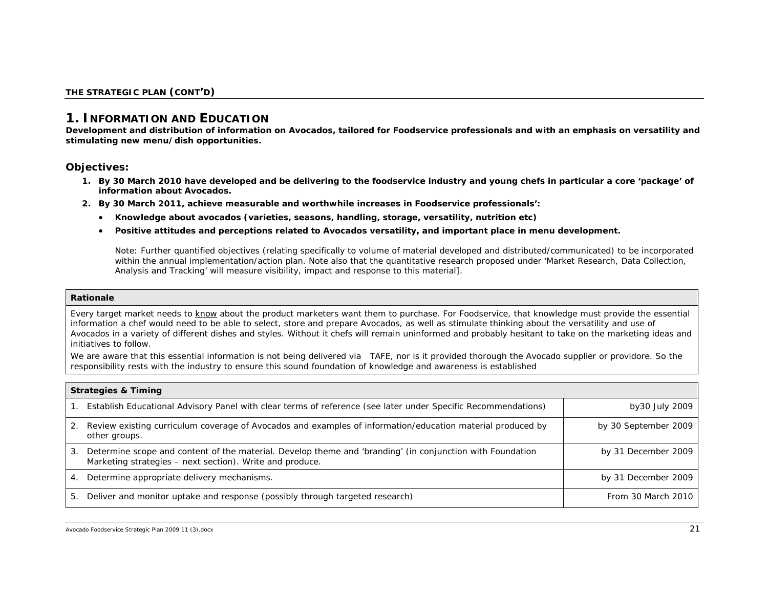**THE STRATEGIC PLAN (CONT'D)**

# 1. INFORMATION AND EDUCATION

**Development and distribution of information on Avocados, tailored for Foodservice professionals and with an emphasis on versatility and stimulating new menu/dish opportunities.**

## Objectives:

1. **By 30 March 2010 have developed and be delivering to the foodservice industry and young chefs in particular a core 'package' of information about Avocados.**
2. **By 30 March 2011, achieve measurable and worthwhile increases in Foodservice professionals':**
   - **Knowledge about avocados (varieties, seasons, handling, storage, versatility, nutrition etc)**
   - **Positive attitudes and perceptions related to Avocados versatility, and important place in menu development.**

   Note: Further quantified objectives (relating specifically to volume of material developed and distributed/communicated) to be incorporated within the annual implementation/action plan. Note also that the quantitative research proposed under 'Market Research, Data Collection, Analysis and Tracking' will measure visibility, impact and response to this material].

| **Rationale** |
|---|
| Every target market needs to know about the product marketers want them to purchase. For Foodservice, that knowledge must provide the essential information a chef would need to be able to select, store and prepare Avocados, as well as stimulate thinking about the versatility and use of Avocados in a variety of different dishes and styles. Without it chefs will remain uninformed and probably hesitant to take on the marketing ideas and initiatives to follow.<br>We are aware that this essential information is not being delivered via TAFE, nor is it provided thorough the Avocado supplier or providore. So the responsibility rests with the industry to ensure this sound foundation of knowledge and awareness is established |

| **Strategies & Timing** | |
|---|---|
| 1. Establish Educational Advisory Panel with clear terms of reference (see later under Specific Recommendations) | by30 July 2009 |
| 2. Review existing curriculum coverage of Avocados and examples of information/education material produced by other groups. | by 30 September 2009 |
| 3. Determine scope and content of the material. Develop theme and 'branding' (in conjunction with Foundation Marketing strategies – next section). Write and produce. | by 31 December 2009 |
| 4. Determine appropriate delivery mechanisms. | by 31 December 2009 |
| 5. Deliver and monitor uptake and response (possibly through targeted research) | From 30 March 2010 |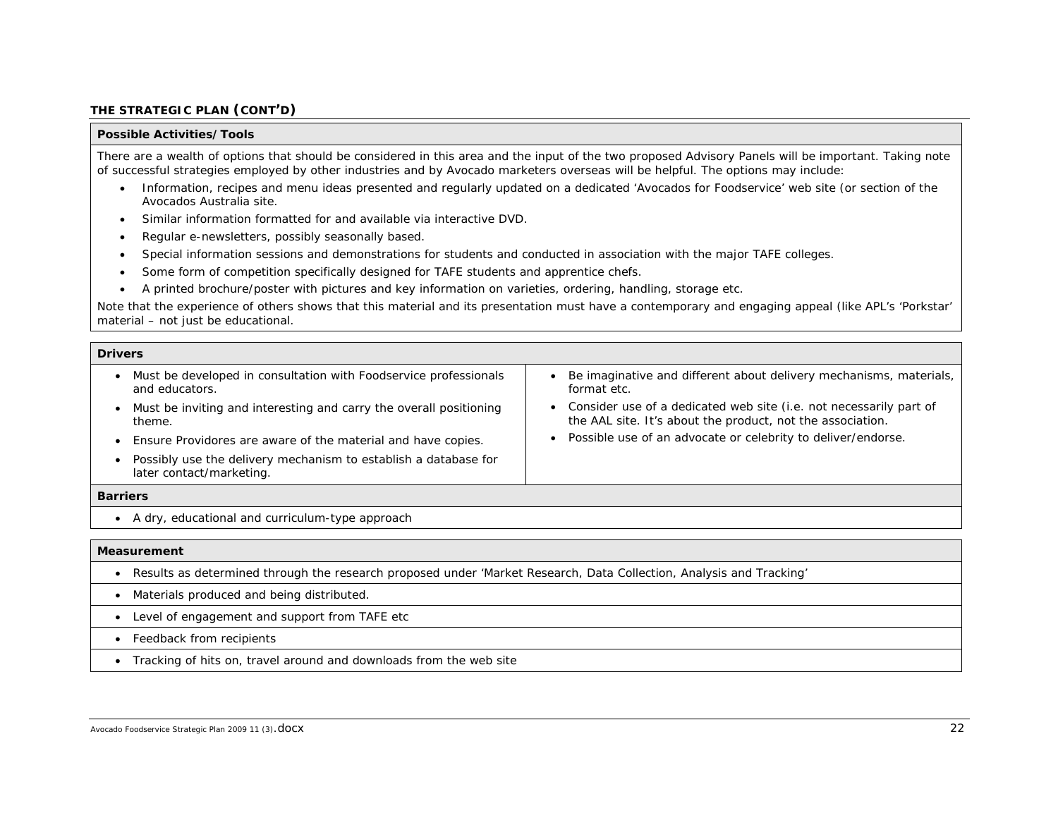**THE STRATEGIC PLAN (CONT'D)**

**Possible Activities/Tools**

There are a wealth of options that should be considered in this area and the input of the two proposed Advisory Panels will be important. Taking note of successful strategies employed by other industries and by Avocado marketers overseas will be helpful. The options may include:

- Information, recipes and menu ideas presented and regularly updated on a dedicated 'Avocados for Foodservice' web site (or section of the Avocados Australia site.
- Similar information formatted for and available via interactive DVD.
- Regular e-newsletters, possibly seasonally based.
- Special information sessions and demonstrations for students and conducted in association with the major TAFE colleges.
- Some form of competition specifically designed for TAFE students and apprentice chefs.
- A printed brochure/poster with pictures and key information on varieties, ordering, handling, storage etc.

Note that the experience of others shows that this material and its presentation must have a contemporary and engaging appeal (like APL's 'Porkstar' material – not just be educational.

**Drivers**

- Must be developed in consultation with Foodservice professionals and educators.
- Must be inviting and interesting and carry the overall positioning theme.
- Ensure Providores are aware of the material and have copies.
- Possibly use the delivery mechanism to establish a database for later contact/marketing.
- Be imaginative and different about delivery mechanisms, materials, format etc.
- Consider use of a dedicated web site (i.e. not necessarily part of the AAL site. It's about the product, not the association.
- Possible use of an advocate or celebrity to deliver/endorse.

**Barriers**

- A dry, educational and curriculum-type approach

**Measurement**

- Results as determined through the research proposed under 'Market Research, Data Collection, Analysis and Tracking'
- Materials produced and being distributed.
- Level of engagement and support from TAFE etc
- Feedback from recipients
- Tracking of hits on, travel around and downloads from the web site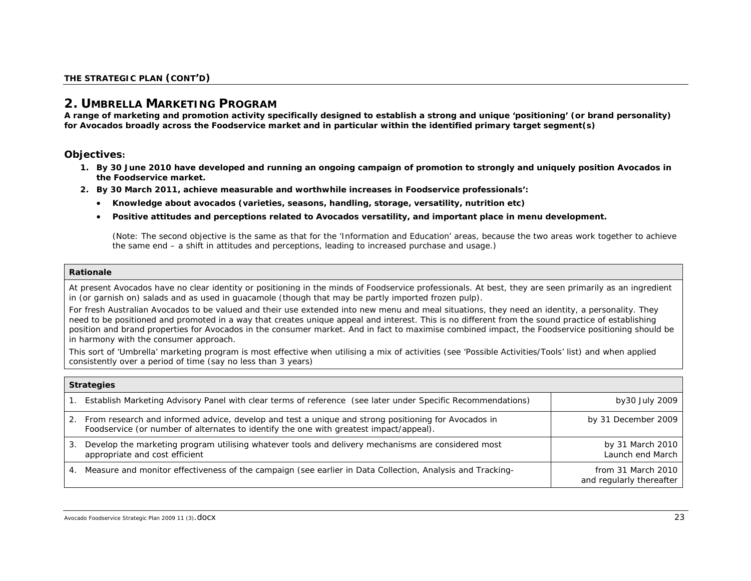**THE STRATEGIC PLAN (CONT'D)**

## 2. UMBRELLA MARKETING PROGRAM

**A range of marketing and promotion activity specifically designed to establish a strong and unique 'positioning' (or brand personality) for Avocados broadly across the Foodservice market and in particular within the identified primary target segment(s)**

### Objectives:

1. **By 30 June 2010 have developed and running an ongoing campaign of promotion to strongly and uniquely position Avocados in the Foodservice market.**
2. **By 30 March 2011, achieve measurable and worthwhile increases in Foodservice professionals':**
   - **Knowledge about avocados (varieties, seasons, handling, storage, versatility, nutrition etc)**
   - **Positive attitudes and perceptions related to Avocados versatility, and important place in menu development.**

   (Note: The second objective is the same as that for the 'Information and Education' areas, because the two areas work together to achieve the same end – a shift in attitudes and perceptions, leading to increased purchase and usage.)

| **Rationale** |
|---|
| At present Avocados have no clear identity or positioning in the minds of Foodservice professionals. At best, they are seen primarily as an ingredient in (or garnish on) salads and as used in guacamole (though that may be partly imported frozen pulp).<br>For fresh Australian Avocados to be valued and their use extended into new menu and meal situations, they need an identity, a personality. They need to be positioned and promoted in a way that creates unique appeal and interest. This is no different from the sound practice of establishing position and brand properties for Avocados in the consumer market. And in fact to maximise combined impact, the Foodservice positioning should be in harmony with the consumer approach.<br>This sort of 'Umbrella' marketing program is most effective when utilising a mix of activities (see 'Possible Activities/Tools' list) and when applied consistently over a period of time (say no less than 3 years) |

| **Strategies** | |
|---|---|
| 1. Establish Marketing Advisory Panel with clear terms of reference (see later under Specific Recommendations) | by30 July 2009 |
| 2. From research and informed advice, develop and test a unique and strong positioning for Avocados in Foodservice (or number of alternates to identify the one with greatest impact/appeal). | by 31 December 2009 |
| 3. Develop the marketing program utilising whatever tools and delivery mechanisms are considered most appropriate and cost efficient | by 31 March 2010<br>Launch end March |
| 4. Measure and monitor effectiveness of the campaign (see earlier in Data Collection, Analysis and Tracking- | from 31 March 2010<br>and regularly thereafter |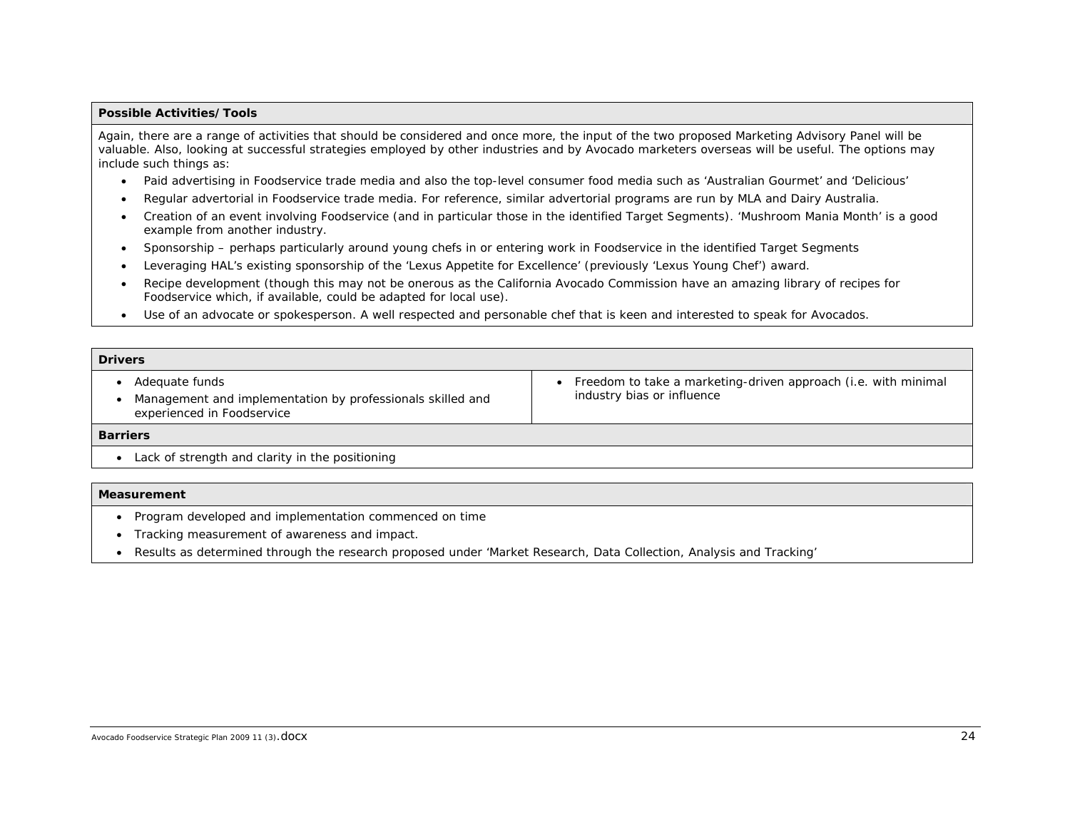**Possible Activities/Tools**

Again, there are a range of activities that should be considered and once more, the input of the two proposed Marketing Advisory Panel will be valuable. Also, looking at successful strategies employed by other industries and by Avocado marketers overseas will be useful. The options may include such things as:

- Paid advertising in Foodservice trade media and also the top-level consumer food media such as 'Australian Gourmet' and 'Delicious'
- Regular advertorial in Foodservice trade media. For reference, similar advertorial programs are run by MLA and Dairy Australia.
- Creation of an event involving Foodservice (and in particular those in the identified Target Segments). 'Mushroom Mania Month' is a good example from another industry.
- Sponsorship – perhaps particularly around young chefs in or entering work in Foodservice in the identified Target Segments
- Leveraging HAL's existing sponsorship of the 'Lexus Appetite for Excellence' (previously 'Lexus Young Chef') award.
- Recipe development (though this may not be onerous as the California Avocado Commission have an amazing library of recipes for Foodservice which, if available, could be adapted for local use).
- Use of an advocate or spokesperson. A well respected and personable chef that is keen and interested to speak for Avocados.

**Drivers**

- Adequate funds
- Management and implementation by professionals skilled and experienced in Foodservice
- Freedom to take a marketing-driven approach (i.e. with minimal industry bias or influence

**Barriers**

- Lack of strength and clarity in the positioning

**Measurement**

- Program developed and implementation commenced on time
- Tracking measurement of awareness and impact.
- Results as determined through the research proposed under 'Market Research, Data Collection, Analysis and Tracking'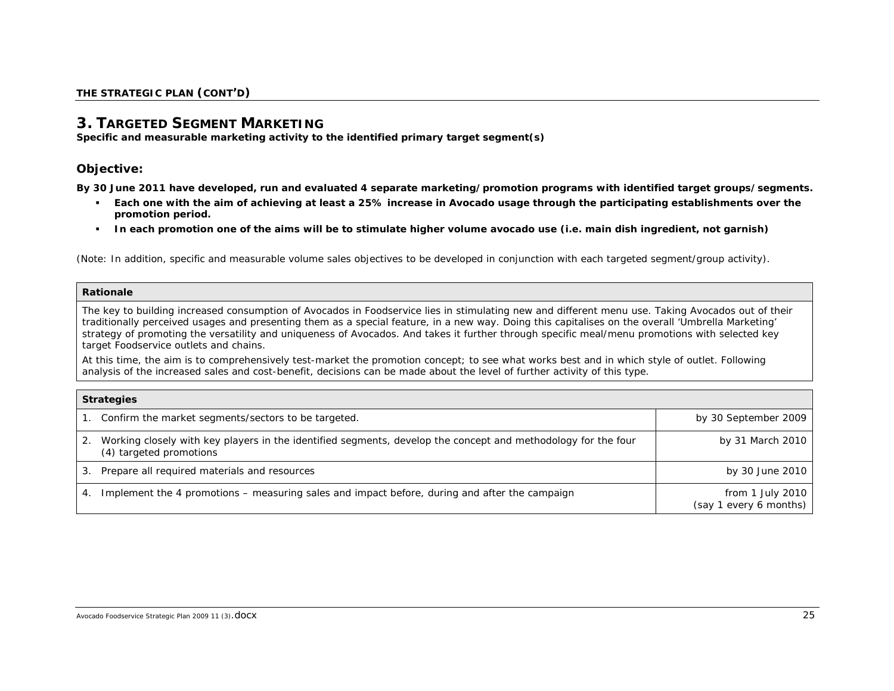**THE STRATEGIC PLAN (CONT'D)**

## 3. TARGETED SEGMENT MARKETING

**Specific and measurable marketing activity to the identified primary target segment(s)**

### Objective:

**By 30 June 2011 have developed, run and evaluated 4 separate marketing/promotion programs with identified target groups/segments.**

- **Each one with the aim of achieving at least a 25% increase in Avocado usage through the participating establishments over the promotion period.**
- **In each promotion one of the aims will be to stimulate higher volume avocado use (i.e. main dish ingredient, not garnish)**

*(Note: In addition, specific and measurable volume sales objectives to be developed in conjunction with each targeted segment/group activity).*

| Rationale |
|---|
| The key to building increased consumption of Avocados in Foodservice lies in stimulating new and different menu use. Taking Avocados out of their traditionally perceived usages and presenting them as a special feature, in a new way. Doing this capitalises on the overall 'Umbrella Marketing' strategy of promoting the versatility and uniqueness of Avocados. And takes it further through specific meal/menu promotions with selected key target Foodservice outlets and chains.<br>At this time, the aim is to comprehensively test-market the promotion concept; to see what works best and in which style of outlet. Following analysis of the increased sales and cost-benefit, decisions can be made about the level of further activity of this type. |

| Strategies | |
|---|---|
| 1. Confirm the market segments/sectors to be targeted. | by 30 September 2009 |
| 2. Working closely with key players in the identified segments, develop the concept and methodology for the four (4) targeted promotions | by 31 March 2010 |
| 3. Prepare all required materials and resources | by 30 June 2010 |
| 4. Implement the 4 promotions – measuring sales and impact before, during and after the campaign | from 1 July 2010 (say 1 every 6 months) |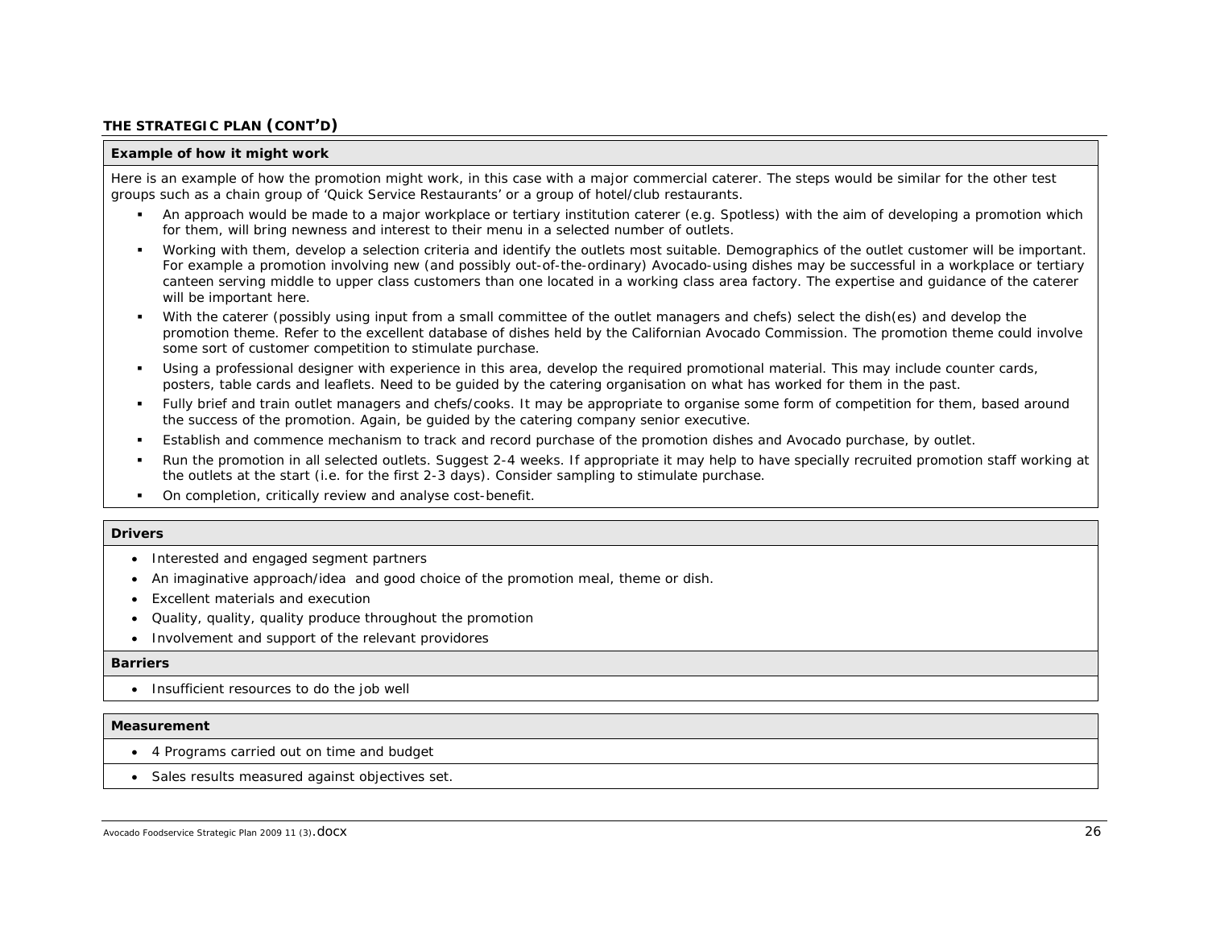## THE STRATEGIC PLAN (CONT'D)

**Example of how it might work**

Here is an example of how the promotion might work, in this case with a major commercial caterer. The steps would be similar for the other test groups such as a chain group of 'Quick Service Restaurants' or a group of hotel/club restaurants.

- An approach would be made to a major workplace or tertiary institution caterer (e.g. Spotless) with the aim of developing a promotion which for them, will bring newness and interest to their menu in a selected number of outlets.
- Working with them, develop a selection criteria and identify the outlets most suitable. Demographics of the outlet customer will be important. For example a promotion involving new (and possibly out-of-the-ordinary) Avocado-using dishes may be successful in a workplace or tertiary canteen serving middle to upper class customers than one located in a working class area factory. The expertise and guidance of the caterer will be important here.
- With the caterer (possibly using input from a small committee of the outlet managers and chefs) select the dish(es) and develop the promotion theme. Refer to the excellent database of dishes held by the Californian Avocado Commission. The promotion theme could involve some sort of customer competition to stimulate purchase.
- Using a professional designer with experience in this area, develop the required promotional material. This may include counter cards, posters, table cards and leaflets. Need to be guided by the catering organisation on what has worked for them in the past.
- Fully brief and train outlet managers and chefs/cooks. It may be appropriate to organise some form of competition for them, based around the success of the promotion. Again, be guided by the catering company senior executive.
- Establish and commence mechanism to track and record purchase of the promotion dishes and Avocado purchase, by outlet.
- Run the promotion in all selected outlets. Suggest 2-4 weeks. If appropriate it may help to have specially recruited promotion staff working at the outlets at the start (i.e. for the first 2-3 days). Consider sampling to stimulate purchase.
- On completion, critically review and analyse cost-benefit.

**Drivers**

- Interested and engaged segment partners
- An imaginative approach/idea and good choice of the promotion meal, theme or dish.
- Excellent materials and execution
- Quality, quality, quality produce throughout the promotion
- Involvement and support of the relevant providores

**Barriers**

- Insufficient resources to do the job well

**Measurement**

- 4 Programs carried out on time and budget
- Sales results measured against objectives set.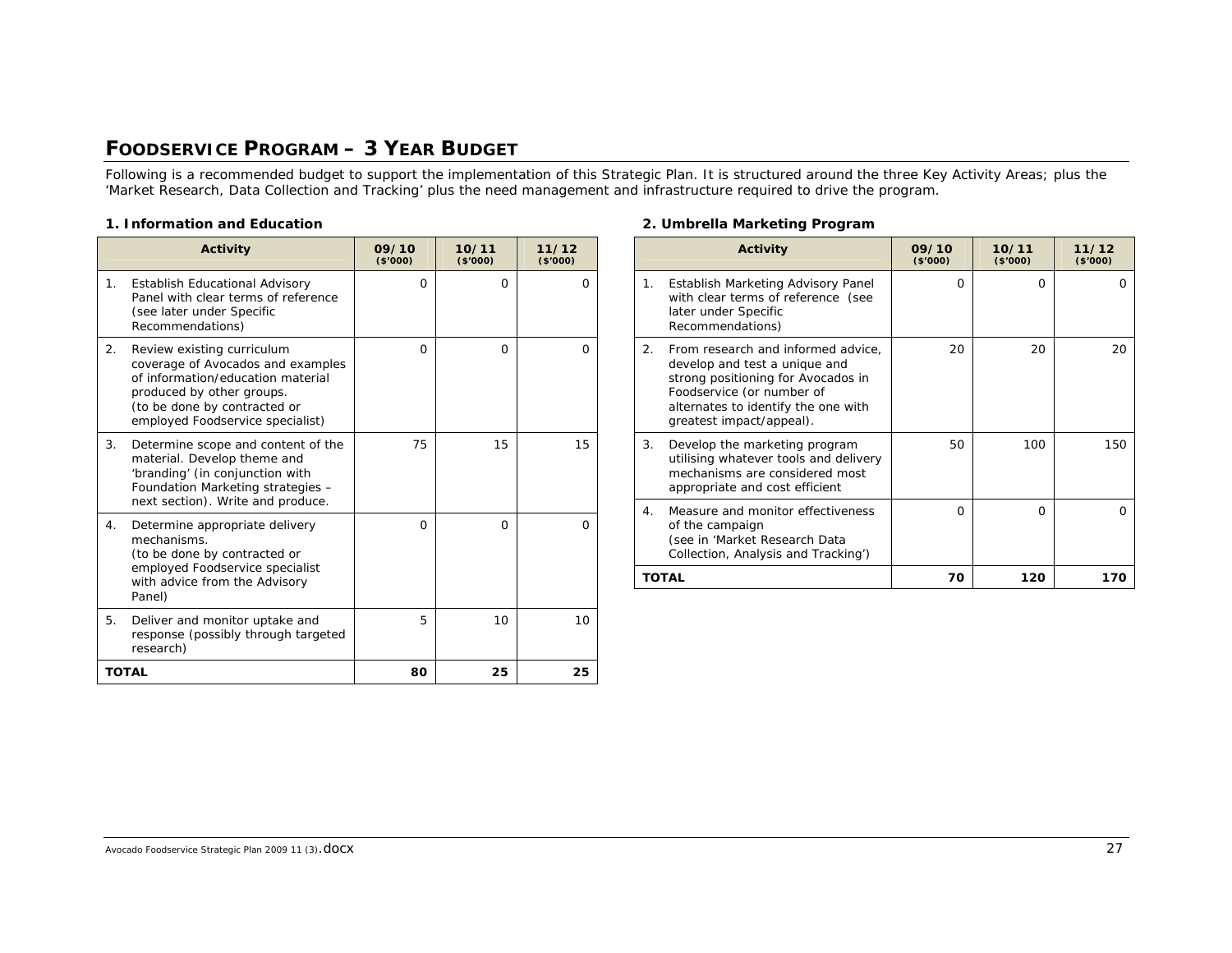## FOODSERVICE PROGRAM – 3 YEAR BUDGET

Following is a recommended budget to support the implementation of this Strategic Plan. It is structured around the three Key Activity Areas; plus the 'Market Research, Data Collection and Tracking' plus the need management and infrastructure required to drive the program.

### 1. Information and Education

| Activity | 09/10 ($'000) | 10/11 ($'000) | 11/12 ($'000) |
|---|---|---|---|
| 1. Establish Educational Advisory Panel with clear terms of reference (see later under Specific Recommendations) | 0 | 0 | 0 |
| 2. Review existing curriculum coverage of Avocados and examples of information/education material produced by other groups. (to be done by contracted or employed Foodservice specialist) | 0 | 0 | 0 |
| 3. Determine scope and content of the material. Develop theme and 'branding' (in conjunction with Foundation Marketing strategies – next section). Write and produce. | 75 | 15 | 15 |
| 4. Determine appropriate delivery mechanisms. (to be done by contracted or employed Foodservice specialist with advice from the Advisory Panel) | 0 | 0 | 0 |
| 5. Deliver and monitor uptake and response (possibly through targeted research) | 5 | 10 | 10 |
| **TOTAL** | **80** | **25** | **25** |

### 2. Umbrella Marketing Program

| Activity | 09/10 ($'000) | 10/11 ($'000) | 11/12 ($'000) |
|---|---|---|---|
| 1. Establish Marketing Advisory Panel with clear terms of reference (see later under Specific Recommendations) | 0 | 0 | 0 |
| 2. From research and informed advice, develop and test a unique and strong positioning for Avocados in Foodservice (or number of alternates to identify the one with greatest impact/appeal). | 20 | 20 | 20 |
| 3. Develop the marketing program utilising whatever tools and delivery mechanisms are considered most appropriate and cost efficient | 50 | 100 | 150 |
| 4. Measure and monitor effectiveness of the campaign (see in 'Market Research Data Collection, Analysis and Tracking') | 0 | 0 | 0 |
| **TOTAL** | **70** | **120** | **170** |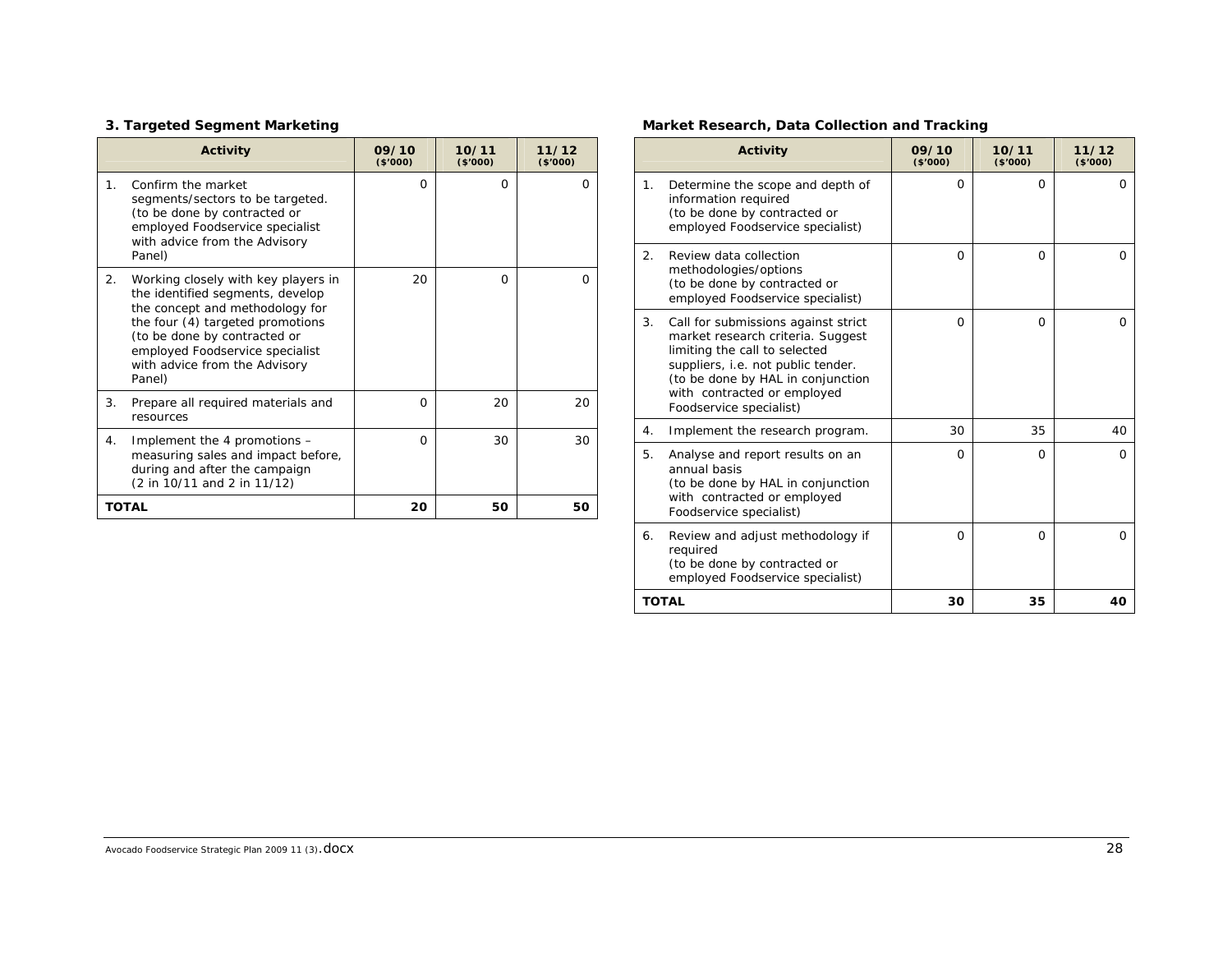### 3. Targeted Segment Marketing

| Activity | 09/10 ($'000) | 10/11 ($'000) | 11/12 ($'000) |
|---|---|---|---|
| 1. Confirm the market segments/sectors to be targeted. (to be done by contracted or employed Foodservice specialist with advice from the Advisory Panel) | 0 | 0 | 0 |
| 2. Working closely with key players in the identified segments, develop the concept and methodology for the four (4) targeted promotions (to be done by contracted or employed Foodservice specialist with advice from the Advisory Panel) | 20 | 0 | 0 |
| 3. Prepare all required materials and resources | 0 | 20 | 20 |
| 4. Implement the 4 promotions – measuring sales and impact before, during and after the campaign (2 in 10/11 and 2 in 11/12) | 0 | 30 | 30 |
| **TOTAL** | **20** | **50** | **50** |

### Market Research, Data Collection and Tracking

| Activity | 09/10 ($'000) | 10/11 ($'000) | 11/12 ($'000) |
|---|---|---|---|
| 1. Determine the scope and depth of information required (to be done by contracted or employed Foodservice specialist) | 0 | 0 | 0 |
| 2. Review data collection methodologies/options (to be done by contracted or employed Foodservice specialist) | 0 | 0 | 0 |
| 3. Call for submissions against strict market research criteria. Suggest limiting the call to selected suppliers, i.e. not public tender. (to be done by HAL in conjunction with contracted or employed Foodservice specialist) | 0 | 0 | 0 |
| 4. Implement the research program. | 30 | 35 | 40 |
| 5. Analyse and report results on an annual basis (to be done by HAL in conjunction with contracted or employed Foodservice specialist) | 0 | 0 | 0 |
| 6. Review and adjust methodology if required (to be done by contracted or employed Foodservice specialist) | 0 | 0 | 0 |
| **TOTAL** | **30** | **35** | **40** |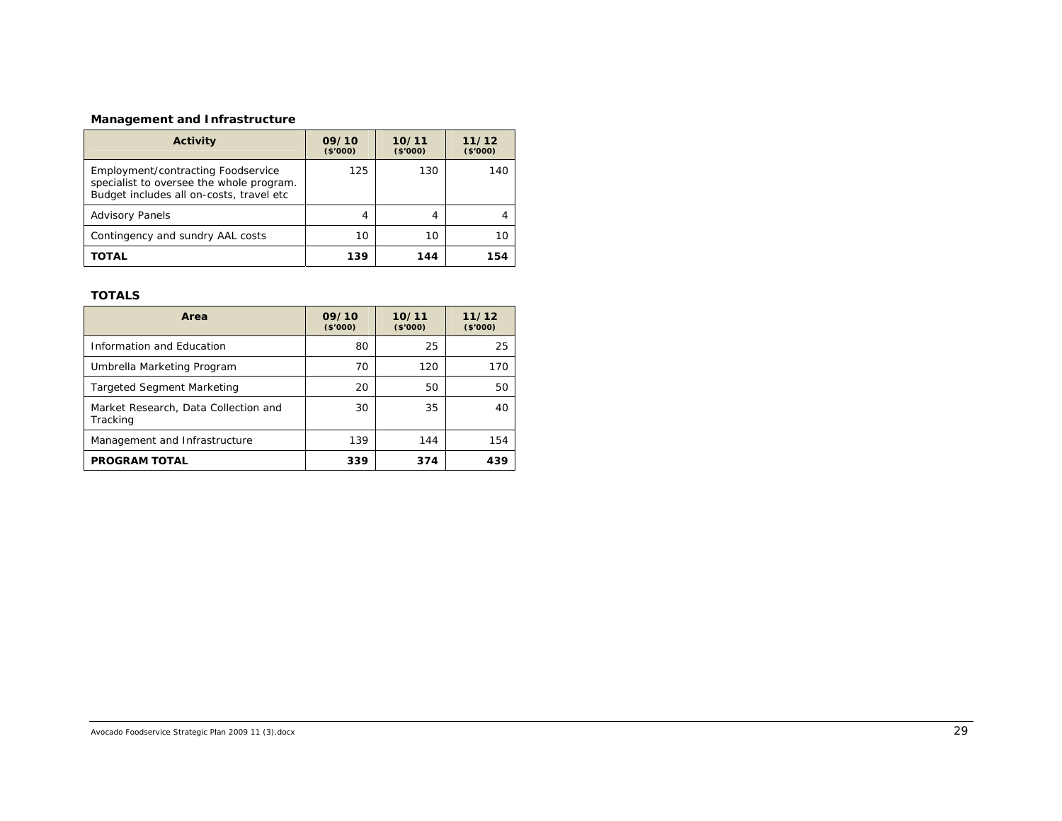### Management and Infrastructure

| Activity | 09/10 ($'000) | 10/11 ($'000) | 11/12 ($'000) |
|---|---|---|---|
| Employment/contracting Foodservice specialist to oversee the whole program. Budget includes all on-costs, travel etc | 125 | 130 | 140 |
| Advisory Panels | 4 | 4 | 4 |
| Contingency and sundry AAL costs | 10 | 10 | 10 |
| **TOTAL** | **139** | **144** | **154** |

### TOTALS

| Area | 09/10 ($'000) | 10/11 ($'000) | 11/12 ($'000) |
|---|---|---|---|
| Information and Education | 80 | 25 | 25 |
| Umbrella Marketing Program | 70 | 120 | 170 |
| Targeted Segment Marketing | 20 | 50 | 50 |
| Market Research, Data Collection and Tracking | 30 | 35 | 40 |
| Management and Infrastructure | 139 | 144 | 154 |
| **PROGRAM TOTAL** | **339** | **374** | **439** |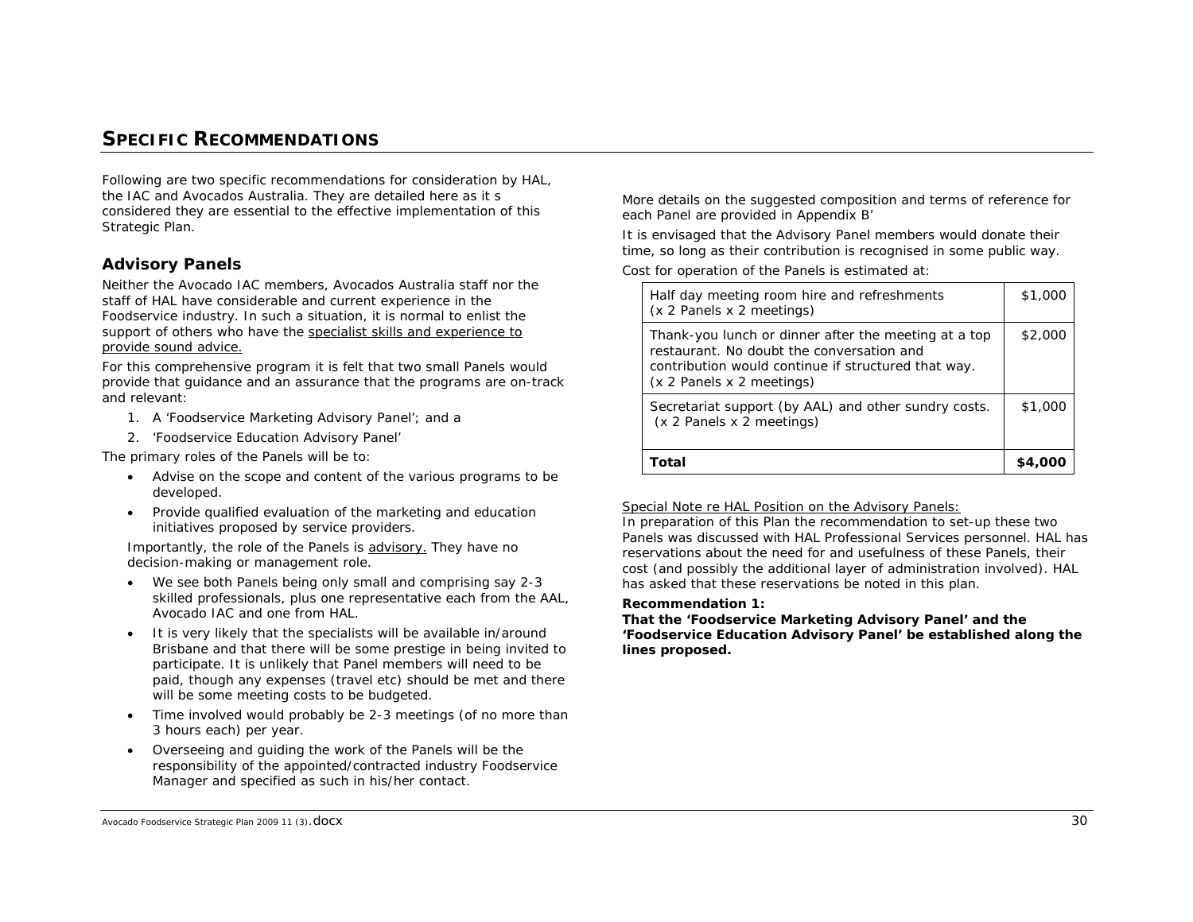## SPECIFIC RECOMMENDATIONS

Following are two specific recommendations for consideration by HAL, the IAC and Avocados Australia. They are detailed here as it s considered they are essential to the effective implementation of this Strategic Plan.

### Advisory Panels

Neither the Avocado IAC members, Avocados Australia staff nor the staff of HAL have considerable and current experience in the Foodservice industry. In such a situation, it is normal to enlist the support of others who have the specialist skills and experience to provide sound advice.

For this comprehensive program it is felt that two small Panels would provide that guidance and an assurance that the programs are on-track and relevant:

1. A 'Foodservice Marketing Advisory Panel'; and a
2. 'Foodservice Education Advisory Panel'

The primary roles of the Panels will be to:

- Advise on the scope and content of the various programs to be developed.
- Provide qualified evaluation of the marketing and education initiatives proposed by service providers.

Importantly, the role of the Panels is advisory. They have no decision-making or management role.

- We see both Panels being only small and comprising say 2-3 skilled professionals, plus one representative each from the AAL, Avocado IAC and one from HAL.
- It is very likely that the specialists will be available in/around Brisbane and that there will be some prestige in being invited to participate. It is unlikely that Panel members will need to be paid, though any expenses (travel etc) should be met and there will be some meeting costs to be budgeted.
- Time involved would probably be 2-3 meetings (of no more than 3 hours each) per year.
- Overseeing and guiding the work of the Panels will be the responsibility of the appointed/contracted industry Foodservice Manager and specified as such in his/her contact.

More details on the suggested composition and terms of reference for each Panel are provided in Appendix B'

It is envisaged that the Advisory Panel members would donate their time, so long as their contribution is recognised in some public way.

Cost for operation of the Panels is estimated at:

| Item | Cost |
|---|---|
| Half day meeting room hire and refreshments (x 2 Panels x 2 meetings) | $1,000 |
| Thank-you lunch or dinner after the meeting at a top restaurant. No doubt the conversation and contribution would continue if structured that way. (x 2 Panels x 2 meetings) | $2,000 |
| Secretariat support (by AAL) and other sundry costs. (x 2 Panels x 2 meetings) | $1,000 |
| **Total** | **$4,000** |

Special Note re HAL Position on the Advisory Panels:
In preparation of this Plan the recommendation to set-up these two Panels was discussed with HAL Professional Services personnel. HAL has reservations about the need for and usefulness of these Panels, their cost (and possibly the additional layer of administration involved). HAL has asked that these reservations be noted in this plan.

**Recommendation 1:**
**That the 'Foodservice Marketing Advisory Panel' and the 'Foodservice Education Advisory Panel' be established along the lines proposed.**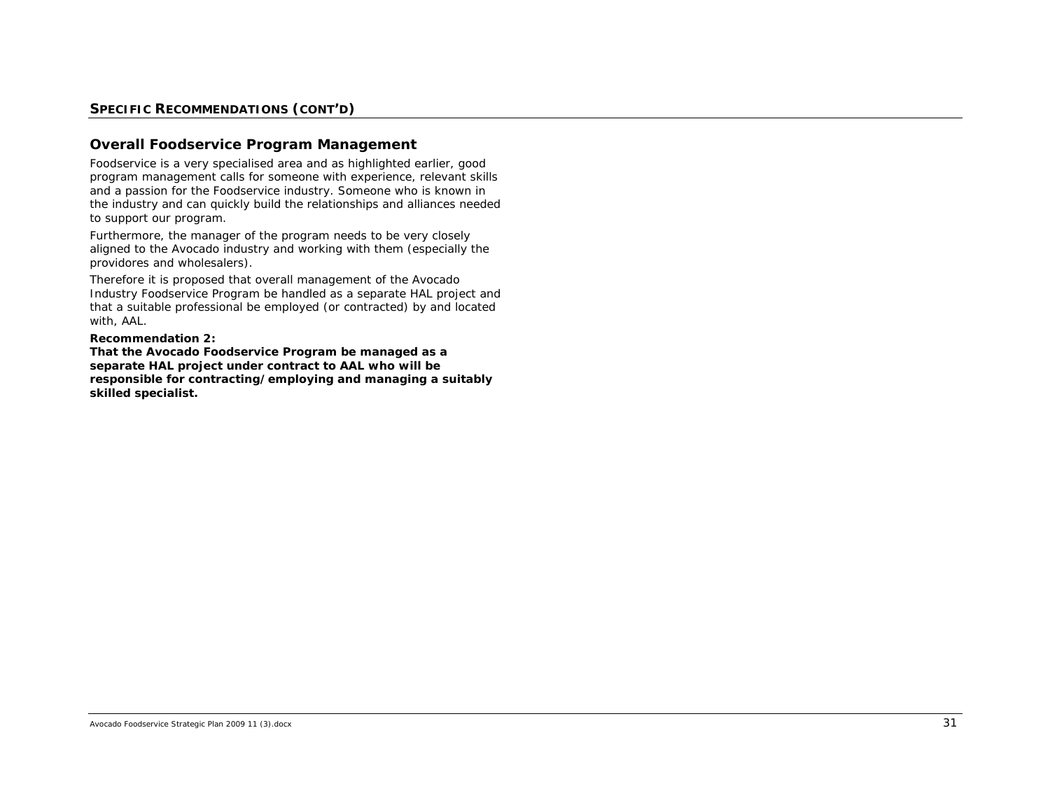## SPECIFIC RECOMMENDATIONS (CONT'D)

### Overall Foodservice Program Management

Foodservice is a very specialised area and as highlighted earlier, good program management calls for someone with experience, relevant skills and a passion for the Foodservice industry. Someone who is known in the industry and can quickly build the relationships and alliances needed to support our program.

Furthermore, the manager of the program needs to be very closely aligned to the Avocado industry and working with them (especially the providores and wholesalers).

Therefore it is proposed that overall management of the Avocado Industry Foodservice Program be handled as a separate HAL project and that a suitable professional be employed (or contracted) by and located with, AAL.

**Recommendation 2:**
**That the Avocado Foodservice Program be managed as a separate HAL project under contract to AAL who will be responsible for contracting/employing and managing a suitably skilled specialist.**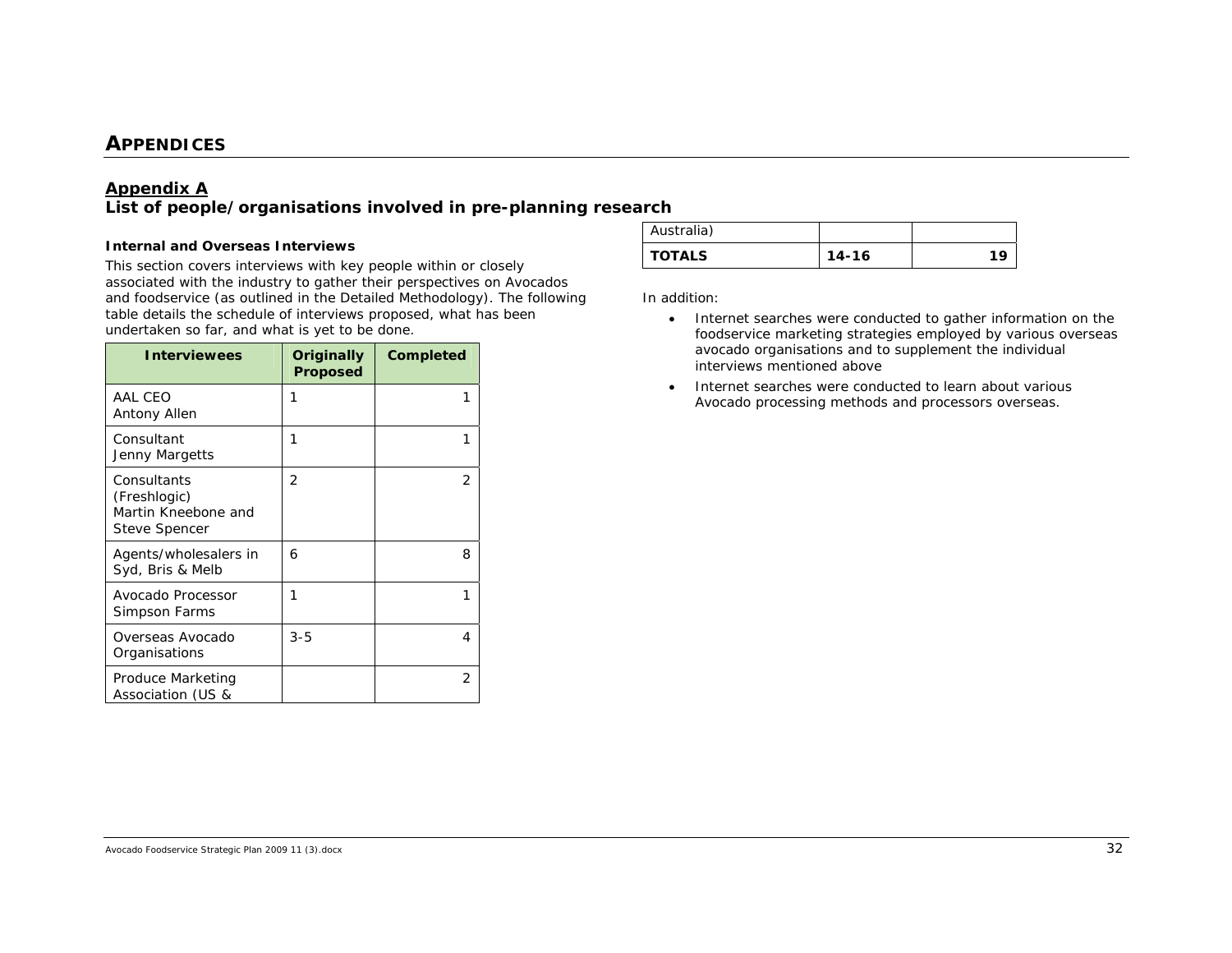# APPENDICES

## Appendix A
### List of people/organisations involved in pre-planning research

#### Internal and Overseas Interviews

This section covers interviews with key people within or closely associated with the industry to gather their perspectives on Avocados and foodservice (as outlined in the Detailed Methodology). The following table details the schedule of interviews proposed, what has been undertaken so far, and what is yet to be done.

| Interviewees | Originally Proposed | Completed |
|---|---|---|
| AAL CEO Antony Allen | 1 | 1 |
| Consultant Jenny Margetts | 1 | 1 |
| Consultants (Freshlogic) Martin Kneebone and Steve Spencer | 2 | 2 |
| Agents/wholesalers in Syd, Bris & Melb | 6 | 8 |
| Avocado Processor Simpson Farms | 1 | 1 |
| Overseas Avocado Organisations | 3-5 | 4 |
| Produce Marketing Association (US & Australia) | | 2 |
| **TOTALS** | **14-16** | **19** |

In addition:

- Internet searches were conducted to gather information on the foodservice marketing strategies employed by various overseas avocado organisations and to supplement the individual interviews mentioned above
- Internet searches were conducted to learn about various Avocado processing methods and processors overseas.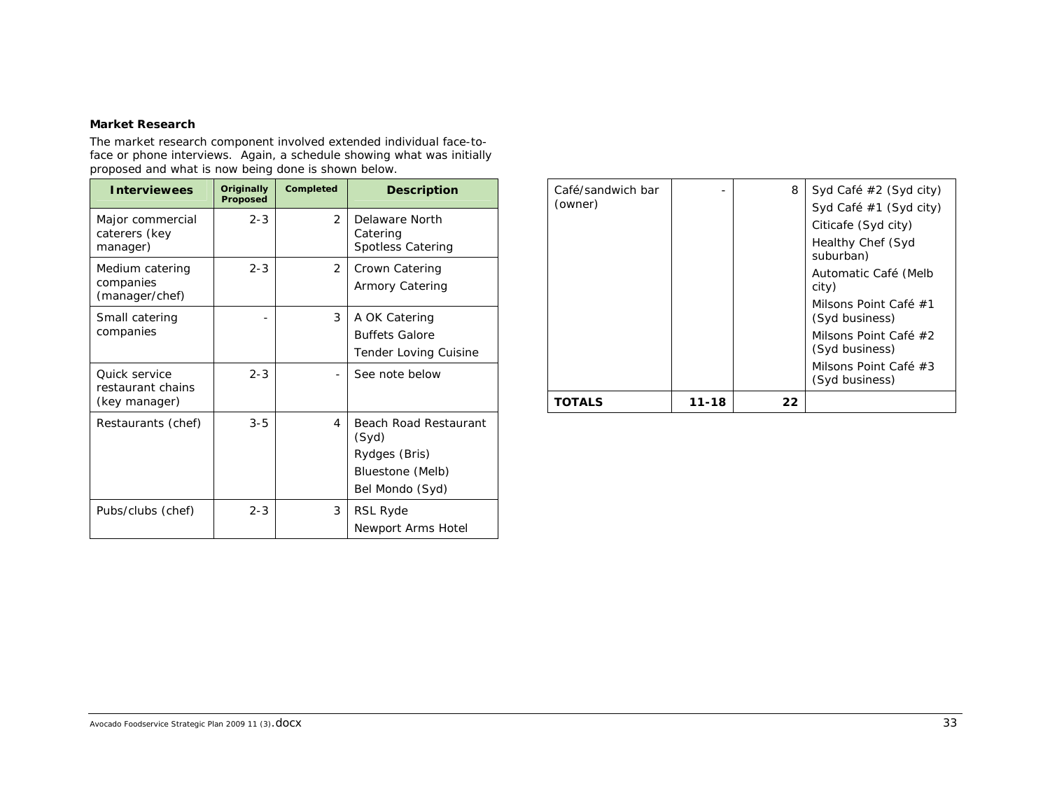**Market Research**

The market research component involved extended individual face-to-face or phone interviews. Again, a schedule showing what was initially proposed and what is now being done is shown below.

| Interviewees | Originally Proposed | Completed | Description |
|---|---|---|---|
| Major commercial caterers (key manager) | 2-3 | 2 | Delaware North Catering<br>Spotless Catering |
| Medium catering companies (manager/chef) | 2-3 | 2 | Crown Catering<br>Armory Catering |
| Small catering companies | - | 3 | A OK Catering<br>Buffets Galore<br>Tender Loving Cuisine |
| Quick service restaurant chains (key manager) | 2-3 | - | See note below |
| Restaurants (chef) | 3-5 | 4 | Beach Road Restaurant (Syd)<br>Rydges (Bris)<br>Bluestone (Melb)<br>Bel Mondo (Syd) |
| Pubs/clubs (chef) | 2-3 | 3 | RSL Ryde<br>Newport Arms Hotel |
| Café/sandwich bar (owner) | - | 8 | Syd Café #2 (Syd city)<br>Syd Café #1 (Syd city)<br>Citicafe (Syd city)<br>Healthy Chef (Syd suburban)<br>Automatic Café (Melb city)<br>Milsons Point Café #1 (Syd business)<br>Milsons Point Café #2 (Syd business)<br>Milsons Point Café #3 (Syd business) |
| **TOTALS** | **11-18** | **22** | |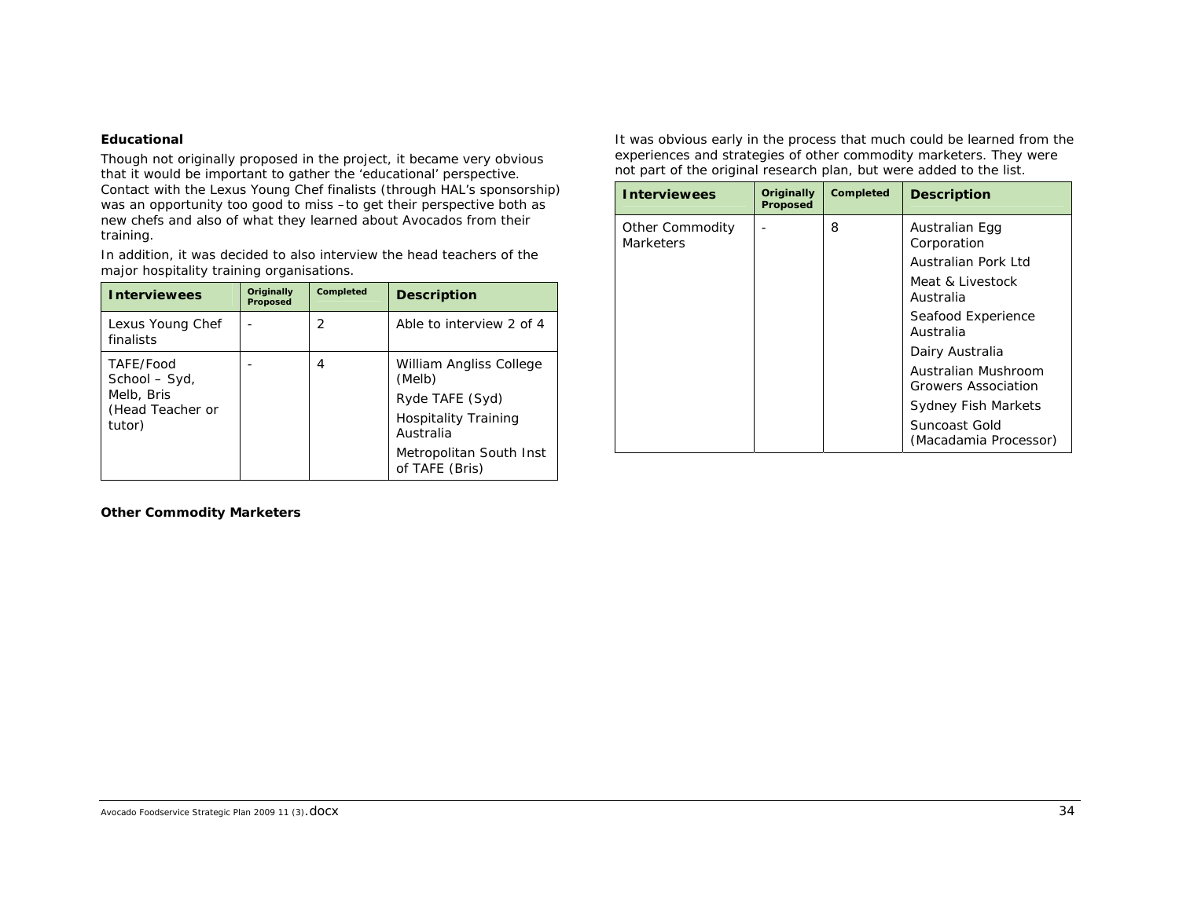**Educational**

Though not originally proposed in the project, it became very obvious that it would be important to gather the 'educational' perspective. Contact with the Lexus Young Chef finalists (through HAL's sponsorship) was an opportunity too good to miss –to get their perspective both as new chefs and also of what they learned about Avocados from their training.

In addition, it was decided to also interview the head teachers of the major hospitality training organisations.

| Interviewees | Originally Proposed | Completed | Description |
|---|---|---|---|
| Lexus Young Chef finalists | - | 2 | Able to interview 2 of 4 |
| TAFE/Food School – Syd, Melb, Bris (Head Teacher or tutor) | - | 4 | William Angliss College (Melb)<br>Ryde TAFE (Syd)<br>Hospitality Training Australia<br>Metropolitan South Inst of TAFE (Bris) |

**Other Commodity Marketers**

It was obvious early in the process that much could be learned from the experiences and strategies of other commodity marketers. They were not part of the original research plan, but were added to the list.

| Interviewees | Originally Proposed | Completed | Description |
|---|---|---|---|
| Other Commodity Marketers | - | 8 | Australian Egg Corporation<br>Australian Pork Ltd<br>Meat & Livestock Australia<br>Seafood Experience Australia<br>Dairy Australia<br>Australian Mushroom Growers Association<br>Sydney Fish Markets<br>Suncoast Gold (Macadamia Processor) |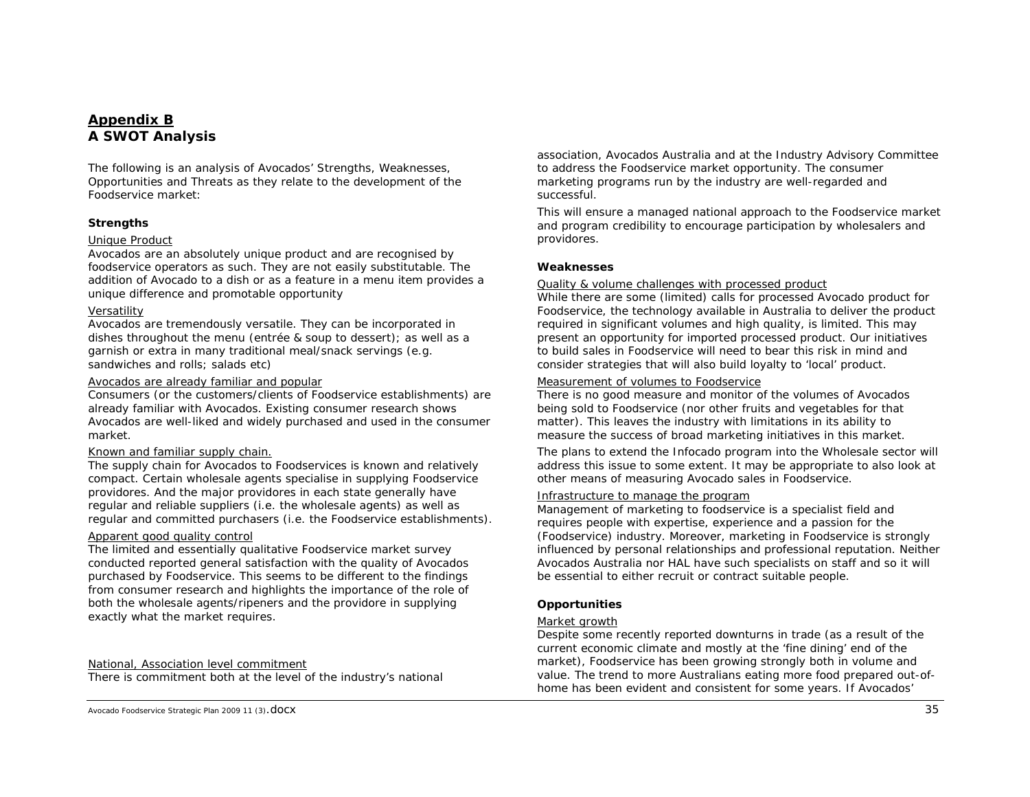# Appendix B

## A SWOT Analysis

The following is an analysis of Avocados' Strengths, Weaknesses, Opportunities and Threats as they relate to the development of the Foodservice market:

### Strengths

Unique Product

Avocados are an absolutely unique product and are recognised by foodservice operators as such. They are not easily substitutable. The addition of Avocado to a dish or as a feature in a menu item provides a unique difference and promotable opportunity

Versatility

Avocados are tremendously versatile. They can be incorporated in dishes throughout the menu (entrée & soup to dessert); as well as a garnish or extra in many traditional meal/snack servings (e.g. sandwiches and rolls; salads etc)

Avocados are already familiar and popular

Consumers (or the customers/clients of Foodservice establishments) are already familiar with Avocados. Existing consumer research shows Avocados are well-liked and widely purchased and used in the consumer market.

Known and familiar supply chain.

The supply chain for Avocados to Foodservices is known and relatively compact. Certain wholesale agents specialise in supplying Foodservice providores. And the major providores in each state generally have regular and reliable suppliers (i.e. the wholesale agents) as well as regular and committed purchasers (i.e. the Foodservice establishments).

Apparent good quality control

The limited and essentially qualitative Foodservice market survey conducted reported general satisfaction with the quality of Avocados purchased by Foodservice. This seems to be different to the findings from consumer research and highlights the importance of the role of both the wholesale agents/ripeners and the providore in supplying exactly what the market requires.

National, Association level commitment

There is commitment both at the level of the industry's national association, Avocados Australia and at the Industry Advisory Committee to address the Foodservice market opportunity. The consumer marketing programs run by the industry are well-regarded and successful.

This will ensure a managed national approach to the Foodservice market and program credibility to encourage participation by wholesalers and providores.

### Weaknesses

Quality & volume challenges with processed product

While there are some (limited) calls for processed Avocado product for Foodservice, the technology available in Australia to deliver the product required in significant volumes and high quality, is limited. This may present an opportunity for imported processed product. Our initiatives to build sales in Foodservice will need to bear this risk in mind and consider strategies that will also build loyalty to 'local' product.

Measurement of volumes to Foodservice

There is no good measure and monitor of the volumes of Avocados being sold to Foodservice (nor other fruits and vegetables for that matter). This leaves the industry with limitations in its ability to measure the success of broad marketing initiatives in this market.

The plans to extend the Infocado program into the Wholesale sector will address this issue to some extent. It may be appropriate to also look at other means of measuring Avocado sales in Foodservice.

Infrastructure to manage the program

Management of marketing to foodservice is a specialist field and requires people with expertise, experience and a passion for the (Foodservice) industry. Moreover, marketing in Foodservice is strongly influenced by personal relationships and professional reputation. Neither Avocados Australia nor HAL have such specialists on staff and so it will be essential to either recruit or contract suitable people.

### Opportunities

Market growth

Despite some recently reported downturns in trade (as a result of the current economic climate and mostly at the 'fine dining' end of the market), Foodservice has been growing strongly both in volume and value. The trend to more Australians eating more food prepared out-of-home has been evident and consistent for some years. If Avocados'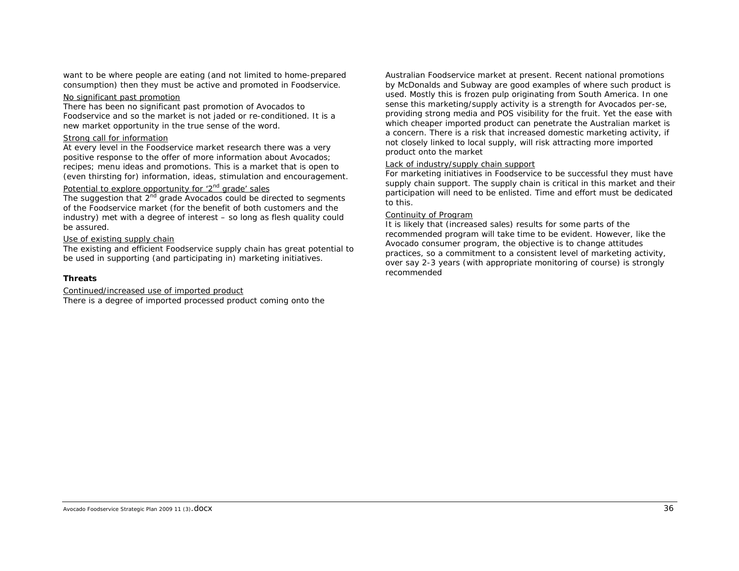want to be where people are eating (and not limited to home-prepared consumption) then they must be active and promoted in Foodservice.

No significant past promotion

There has been no significant past promotion of Avocados to Foodservice and so the market is not jaded or re-conditioned. It is a new market opportunity in the true sense of the word.

Strong call for information

At every level in the Foodservice market research there was a very positive response to the offer of more information about Avocados; recipes; menu ideas and promotions. This is a market that is open to (even thirsting for) information, ideas, stimulation and encouragement.

Potential to explore opportunity for '2nd grade' sales

The suggestion that 2nd grade Avocados could be directed to segments of the Foodservice market (for the benefit of both customers and the industry) met with a degree of interest – so long as flesh quality could be assured.

Use of existing supply chain

The existing and efficient Foodservice supply chain has great potential to be used in supporting (and participating in) marketing initiatives.

**Threats**

Continued/increased use of imported product

There is a degree of imported processed product coming onto the Australian Foodservice market at present. Recent national promotions by McDonalds and Subway are good examples of where such product is used. Mostly this is frozen pulp originating from South America. In one sense this marketing/supply activity is a strength for Avocados per-se, providing strong media and POS visibility for the fruit. Yet the ease with which cheaper imported product can penetrate the Australian market is a concern. There is a risk that increased domestic marketing activity, if not closely linked to local supply, will risk attracting more imported product onto the market

Lack of industry/supply chain support

For marketing initiatives in Foodservice to be successful they must have supply chain support. The supply chain is critical in this market and their participation will need to be enlisted. Time and effort must be dedicated to this.

Continuity of Program

It is likely that (increased sales) results for some parts of the recommended program will take time to be evident. However, like the Avocado consumer program, the objective is to change attitudes practices, so a commitment to a consistent level of marketing activity, over say 2-3 years (with appropriate monitoring of course) is strongly recommended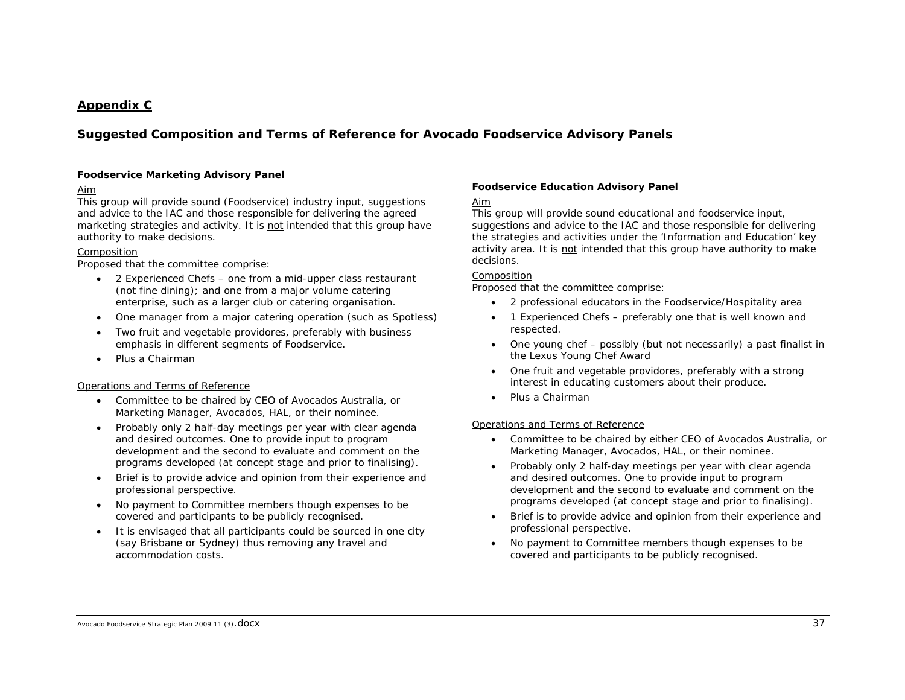## Appendix C

### Suggested Composition and Terms of Reference for Avocado Foodservice Advisory Panels

#### Foodservice Marketing Advisory Panel

Aim

This group will provide sound (Foodservice) industry input, suggestions and advice to the IAC and those responsible for delivering the agreed marketing strategies and activity. It is not intended that this group have authority to make decisions.

Composition

Proposed that the committee comprise:

- 2 Experienced Chefs – one from a mid-upper class restaurant (not fine dining); and one from a major volume catering enterprise, such as a larger club or catering organisation.
- One manager from a major catering operation (such as Spotless)
- Two fruit and vegetable providores, preferably with business emphasis in different segments of Foodservice.
- Plus a Chairman

Operations and Terms of Reference

- Committee to be chaired by CEO of Avocados Australia, or Marketing Manager, Avocados, HAL, or their nominee.
- Probably only 2 half-day meetings per year with clear agenda and desired outcomes. One to provide input to program development and the second to evaluate and comment on the programs developed (at concept stage and prior to finalising).
- Brief is to provide advice and opinion from their experience and professional perspective.
- No payment to Committee members though expenses to be covered and participants to be publicly recognised.
- It is envisaged that all participants could be sourced in one city (say Brisbane or Sydney) thus removing any travel and accommodation costs.

#### Foodservice Education Advisory Panel

Aim

This group will provide sound educational and foodservice input, suggestions and advice to the IAC and those responsible for delivering the strategies and activities under the 'Information and Education' key activity area. It is not intended that this group have authority to make decisions.

Composition

Proposed that the committee comprise:

- 2 professional educators in the Foodservice/Hospitality area
- 1 Experienced Chefs – preferably one that is well known and respected.
- One young chef – possibly (but not necessarily) a past finalist in the Lexus Young Chef Award
- One fruit and vegetable providores, preferably with a strong interest in educating customers about their produce.
- Plus a Chairman

Operations and Terms of Reference

- Committee to be chaired by either CEO of Avocados Australia, or Marketing Manager, Avocados, HAL, or their nominee.
- Probably only 2 half-day meetings per year with clear agenda and desired outcomes. One to provide input to program development and the second to evaluate and comment on the programs developed (at concept stage and prior to finalising).
- Brief is to provide advice and opinion from their experience and professional perspective.
- No payment to Committee members though expenses to be covered and participants to be publicly recognised.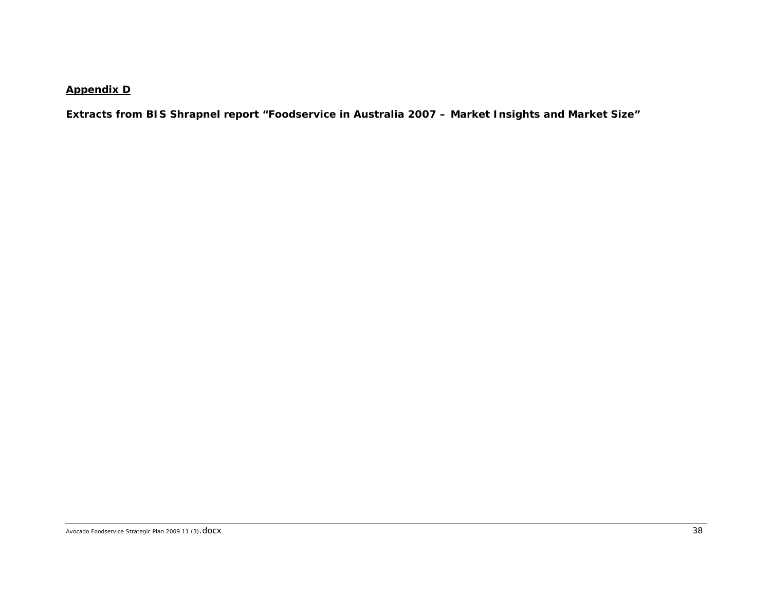## **Appendix D**

**Extracts from BIS Shrapnel report "Foodservice in Australia 2007 – Market Insights and Market Size"**